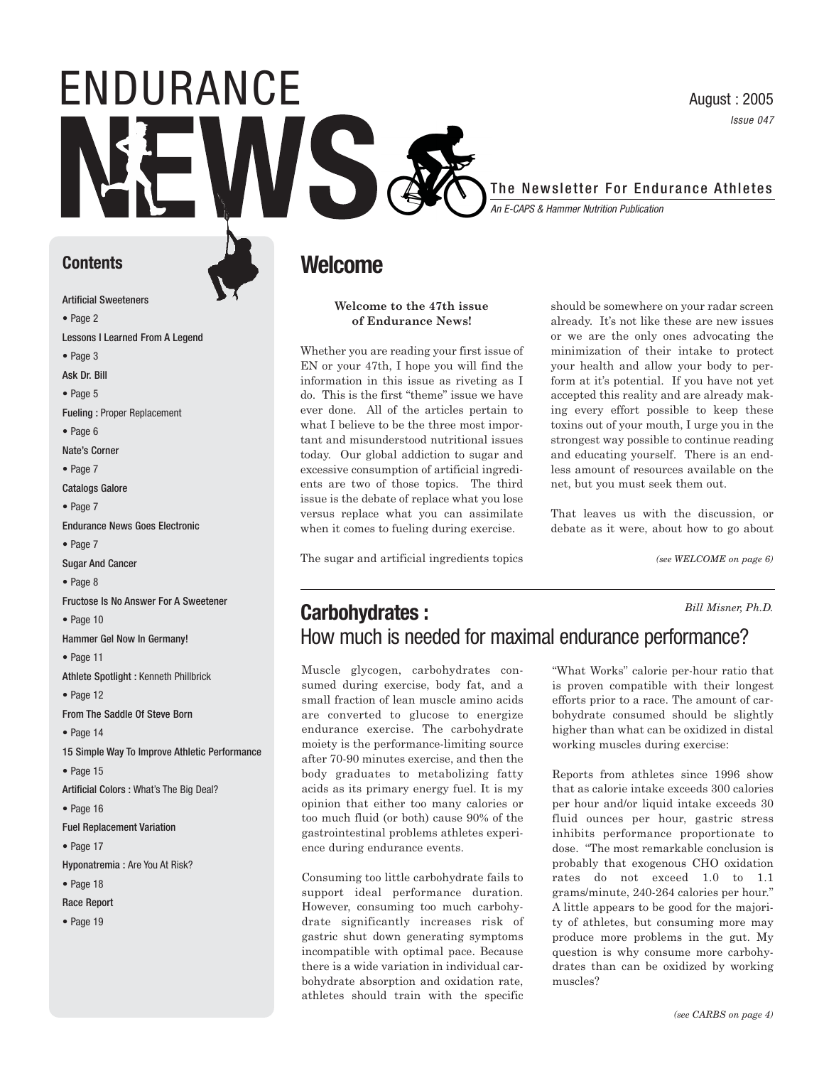# ENDURANCE NEWS

August : 2005

*Issue 047*

**The Newsletter For Endurance Athletes**

*An E-CAPS & Hammer Nutrition Publication*

## Contents

Artificial Sweeteners
• Page 2

Lessons I Learned From A Legend
• Page 3

Ask Dr. Bill
• Page 5

Fueling : Proper Replacement
• Page 6

Nate's Corner
• Page 7

Catalogs Galore
• Page 7

Endurance News Goes Electronic
• Page 7

Sugar And Cancer
• Page 8

Fructose Is No Answer For A Sweetener
• Page 10

Hammer Gel Now In Germany!
• Page 11

Athlete Spotlight : Kenneth Phillbrick
• Page 12

From The Saddle Of Steve Born
• Page 14

15 Simple Way To Improve Athletic Performance
• Page 15

Artificial Colors : What's The Big Deal?
• Page 16

Fuel Replacement Variation
• Page 17

Hyponatremia : Are You At Risk?
• Page 18

Race Report
• Page 19

## Welcome

**Welcome to the 47th issue of Endurance News!**

Whether you are reading your first issue of EN or your 47th, I hope you will find the information in this issue as riveting as I do. This is the first "theme" issue we have ever done. All of the articles pertain to what I believe to be the three most important and misunderstood nutritional issues today. Our global addiction to sugar and excessive consumption of artificial ingredients are two of those topics. The third issue is the debate of replace what you lose versus replace what you can assimilate when it comes to fueling during exercise.

The sugar and artificial ingredients topics should be somewhere on your radar screen already. It's not like these are new issues or we are the only ones advocating the minimization of their intake to protect your health and allow your body to perform at it's potential. If you have not yet accepted this reality and are already making every effort possible to keep these toxins out of your mouth, I urge you in the strongest way possible to continue reading and educating yourself. There is an endless amount of resources available on the net, but you must seek them out.

That leaves us with the discussion, or debate as it were, about how to go about

*(see WELCOME on page 6)*

## Carbohydrates : How much is needed for maximal endurance performance?

*Bill Misner, Ph.D.*

Muscle glycogen, carbohydrates consumed during exercise, body fat, and a small fraction of lean muscle amino acids are converted to glucose to energize endurance exercise. The carbohydrate moiety is the performance-limiting source after 70-90 minutes exercise, and then the body graduates to metabolizing fatty acids as its primary energy fuel. It is my opinion that either too many calories or too much fluid (or both) cause 90% of the gastrointestinal problems athletes experience during endurance events.

Consuming too little carbohydrate fails to support ideal performance duration. However, consuming too much carbohydrate significantly increases risk of gastric shut down generating symptoms incompatible with optimal pace. Because there is a wide variation in individual carbohydrate absorption and oxidation rate, athletes should train with the specific "What Works" calorie per-hour ratio that is proven compatible with their longest efforts prior to a race. The amount of carbohydrate consumed should be slightly higher than what can be oxidized in distal working muscles during exercise:

Reports from athletes since 1996 show that as calorie intake exceeds 300 calories per hour and/or liquid intake exceeds 30 fluid ounces per hour, gastric stress inhibits performance proportionate to dose. "The most remarkable conclusion is probably that exogenous CHO oxidation rates do not exceed 1.0 to 1.1 grams/minute, 240-264 calories per hour." A little appears to be good for the majority of athletes, but consuming more may produce more problems in the gut. My question is why consume more carbohydrates than can be oxidized by working muscles?

*(see CARBS on page 4)*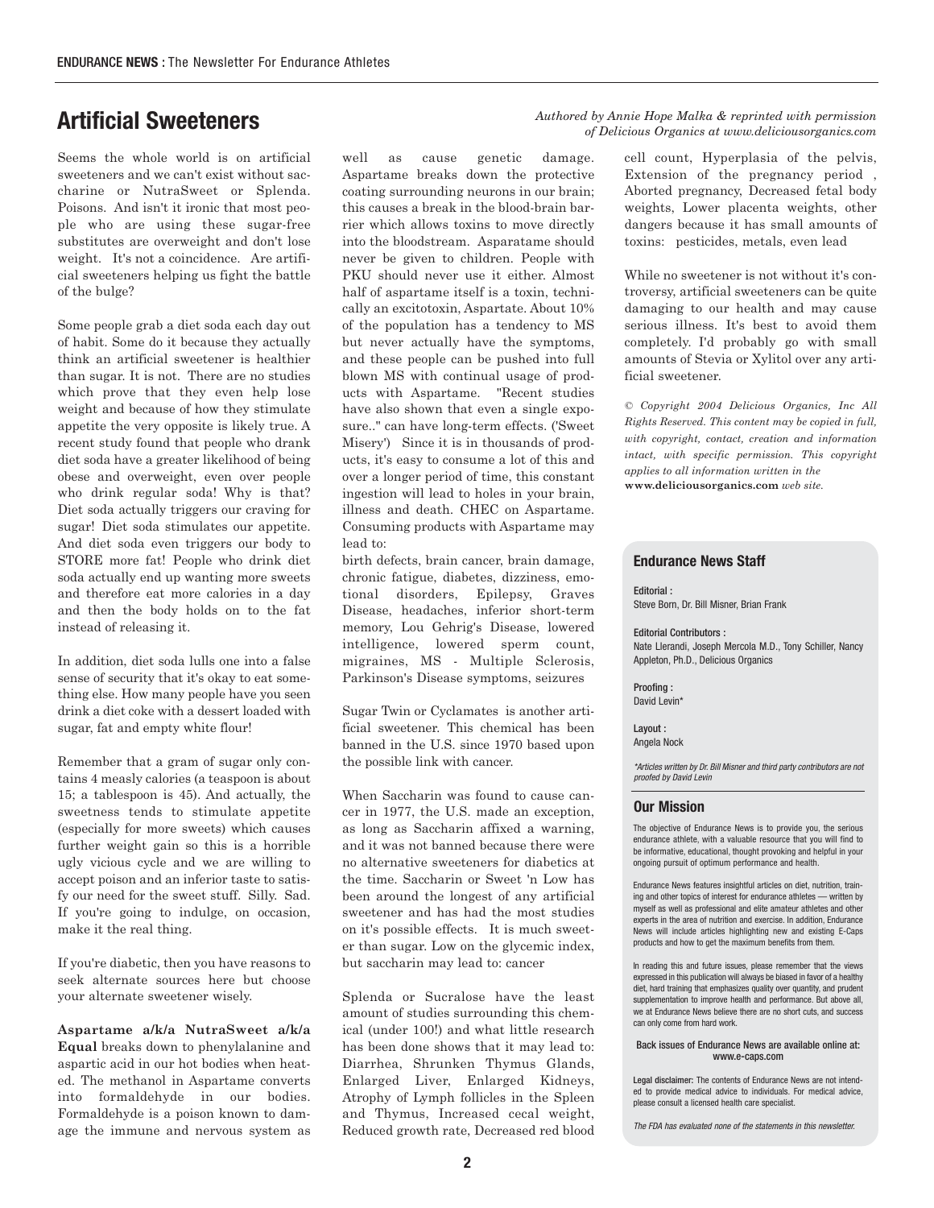# Artificial Sweeteners

*Authored by Annie Hope Malka & reprinted with permission of Delicious Organics at www.deliciousorganics.com*

Seems the whole world is on artificial sweeteners and we can't exist without saccharine or NutraSweet or Splenda. Poisons. And isn't it ironic that most people who are using these sugar-free substitutes are overweight and don't lose weight. It's not a coincidence. Are artificial sweeteners helping us fight the battle of the bulge?

Some people grab a diet soda each day out of habit. Some do it because they actually think an artificial sweetener is healthier than sugar. It is not. There are no studies which prove that they even help lose weight and because of how they stimulate appetite the very opposite is likely true. A recent study found that people who drank diet soda have a greater likelihood of being obese and overweight, even over people who drink regular soda! Why is that? Diet soda actually triggers our craving for sugar! Diet soda stimulates our appetite. And diet soda even triggers our body to STORE more fat! People who drink diet soda actually end up wanting more sweets and therefore eat more calories in a day and then the body holds on to the fat instead of releasing it.

In addition, diet soda lulls one into a false sense of security that it's okay to eat something else. How many people have you seen drink a diet coke with a dessert loaded with sugar, fat and empty white flour!

Remember that a gram of sugar only contains 4 measly calories (a teaspoon is about 15; a tablespoon is 45). And actually, the sweetness tends to stimulate appetite (especially for more sweets) which causes further weight gain so this is a horrible ugly vicious cycle and we are willing to accept poison and an inferior taste to satisfy our need for the sweet stuff. Silly. Sad. If you're going to indulge, on occasion, make it the real thing.

If you're diabetic, then you have reasons to seek alternate sources here but choose your alternate sweetener wisely.

**Aspartame a/k/a NutraSweet a/k/a Equal** breaks down to phenylalanine and aspartic acid in our hot bodies when heated. The methanol in Aspartame converts into formaldehyde in our bodies. Formaldehyde is a poison known to damage the immune and nervous system as well as cause genetic damage. Aspartame breaks down the protective coating surrounding neurons in our brain; this causes a break in the blood-brain barrier which allows toxins to move directly into the bloodstream. Asparatame should never be given to children. People with PKU should never use it either. Almost half of aspartame itself is a toxin, technically an excitotoxin, Aspartate. About 10% of the population has a tendency to MS but never actually have the symptoms, and these people can be pushed into full blown MS with continual usage of products with Aspartame. "Recent studies have also shown that even a single exposure.." can have long-term effects. ('Sweet Misery') Since it is in thousands of products, it's easy to consume a lot of this and over a longer period of time, this constant ingestion will lead to holes in your brain, illness and death. CHEC on Aspartame. Consuming products with Aspartame may lead to:

birth defects, brain cancer, brain damage, chronic fatigue, diabetes, dizziness, emotional disorders, Epilepsy, Graves Disease, headaches, inferior short-term memory, Lou Gehrig's Disease, lowered intelligence, lowered sperm count, migraines, MS - Multiple Sclerosis, Parkinson's Disease symptoms, seizures

Sugar Twin or Cyclamates is another artificial sweetener. This chemical has been banned in the U.S. since 1970 based upon the possible link with cancer.

When Saccharin was found to cause cancer in 1977, the U.S. made an exception, as long as Saccharin affixed a warning, and it was not banned because there were no alternative sweeteners for diabetics at the time. Saccharin or Sweet 'n Low has been around the longest of any artificial sweetener and has had the most studies on it's possible effects. It is much sweeter than sugar. Low on the glycemic index, but saccharin may lead to: cancer

Splenda or Sucralose have the least amount of studies surrounding this chemical (under 100!) and what little research has been done shows that it may lead to: Diarrhea, Shrunken Thymus Glands, Enlarged Liver, Enlarged Kidneys, Atrophy of Lymph follicles in the Spleen and Thymus, Increased cecal weight, Reduced growth rate, Decreased red blood cell count, Hyperplasia of the pelvis, Extension of the pregnancy period , Aborted pregnancy, Decreased fetal body weights, Lower placenta weights, other dangers because it has small amounts of toxins: pesticides, metals, even lead

While no sweetener is not without it's controversy, artificial sweeteners can be quite damaging to our health and may cause serious illness. It's best to avoid them completely. I'd probably go with small amounts of Stevia or Xylitol over any artificial sweetener.

*© Copyright 2004 Delicious Organics, Inc All Rights Reserved. This content may be copied in full, with copyright, contact, creation and information intact, with specific permission. This copyright applies to all information written in the* **www.deliciousorganics.com** *web site.*

## Endurance News Staff

**Editorial :**
Steve Born, Dr. Bill Misner, Brian Frank

**Editorial Contributors :**
Nate Llerandi, Joseph Mercola M.D., Tony Schiller, Nancy Appleton, Ph.D., Delicious Organics

**Proofing :**
David Levin*

**Layout :**
Angela Nock

*\*Articles written by Dr. Bill Misner and third party contributors are not proofed by David Levin*

## Our Mission

The objective of Endurance News is to provide you, the serious endurance athlete, with a valuable resource that you will find to be informative, educational, thought provoking and helpful in your ongoing pursuit of optimum performance and health.

Endurance News features insightful articles on diet, nutrition, training and other topics of interest for endurance athletes — written by myself as well as professional and elite amateur athletes and other experts in the area of nutrition and exercise. In addition, Endurance News will include articles highlighting new and existing E-Caps products and how to get the maximum benefits from them.

In reading this and future issues, please remember that the views expressed in this publication will always be biased in favor of a healthy diet, hard training that emphasizes quality over quantity, and prudent supplementation to improve health and performance. But above all, we at Endurance News believe there are no short cuts, and success can only come from hard work.

**Back issues of Endurance News are available online at: www.e-caps.com**

**Legal disclaimer:** The contents of Endurance News are not intended to provide medical advice to individuals. For medical advice, please consult a licensed health care specialist.

*The FDA has evaluated none of the statements in this newsletter.*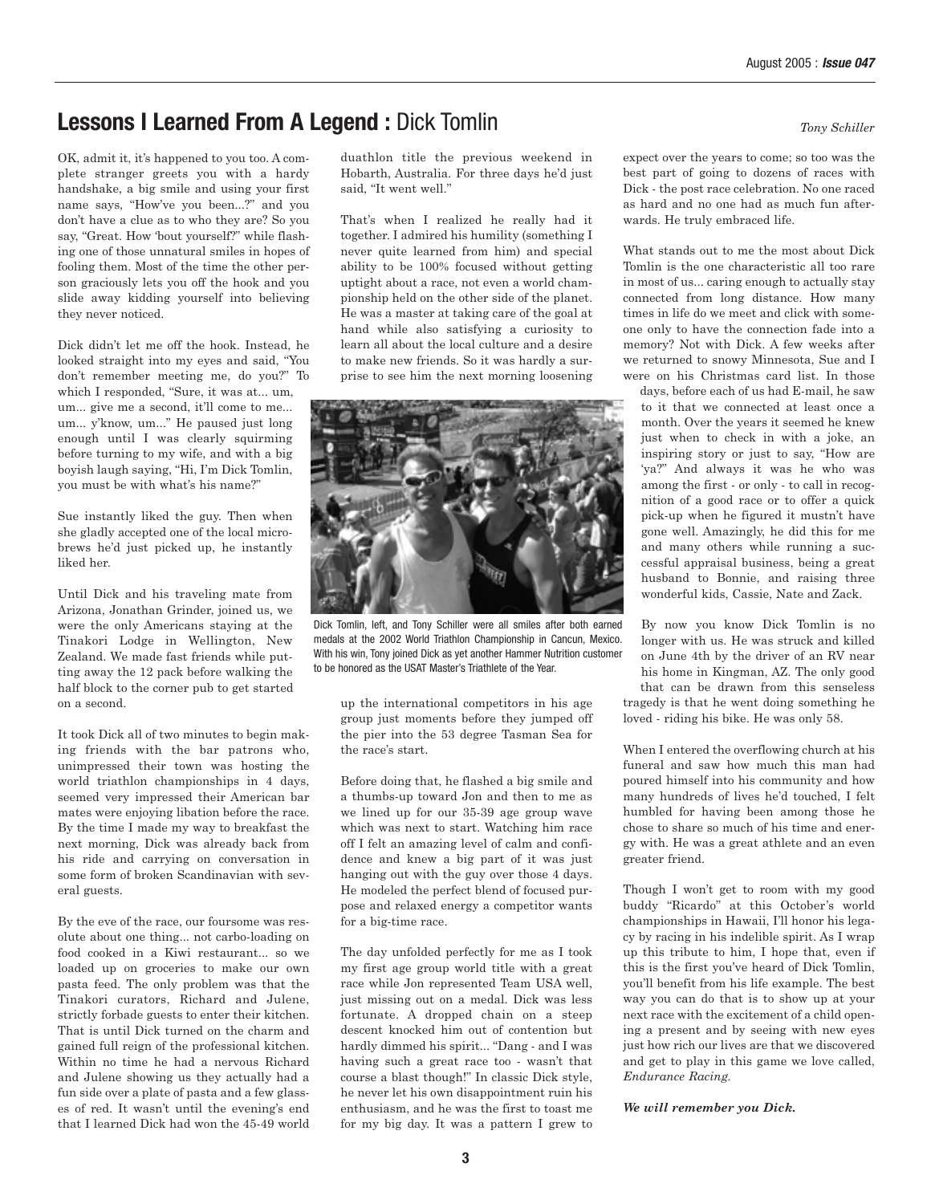## Lessons I Learned From A Legend : Dick Tomlin

*Tony Schiller*

OK, admit it, it's happened to you too. A complete stranger greets you with a hardy handshake, a big smile and using your first name says, "How've you been...?" and you don't have a clue as to who they are? So you say, "Great. How 'bout yourself?" while flashing one of those unnatural smiles in hopes of fooling them. Most of the time the other person graciously lets you off the hook and you slide away kidding yourself into believing they never noticed.

Dick didn't let me off the hook. Instead, he looked straight into my eyes and said, "You don't remember meeting me, do you?" To which I responded, "Sure, it was at... um, um... give me a second, it'll come to me... um... y'know, um..." He paused just long enough until I was clearly squirming before turning to my wife, and with a big boyish laugh saying, "Hi, I'm Dick Tomlin, you must be with what's his name?"

Sue instantly liked the guy. Then when she gladly accepted one of the local microbrews he'd just picked up, he instantly liked her.

Until Dick and his traveling mate from Arizona, Jonathan Grinder, joined us, we were the only Americans staying at the Tinakori Lodge in Wellington, New Zealand. We made fast friends while putting away the 12 pack before walking the half block to the corner pub to get started on a second.

It took Dick all of two minutes to begin making friends with the bar patrons who, unimpressed their town was hosting the world triathlon championships in 4 days, seemed very impressed their American bar mates were enjoying libation before the race. By the time I made my way to breakfast the next morning, Dick was already back from his ride and carrying on conversation in some form of broken Scandinavian with several guests.

By the eve of the race, our foursome was resolute about one thing... not carbo-loading on food cooked in a Kiwi restaurant... so we loaded up on groceries to make our own pasta feed. The only problem was that the Tinakori curators, Richard and Julene, strictly forbade guests to enter their kitchen. That is until Dick turned on the charm and gained full reign of the professional kitchen. Within no time he had a nervous Richard and Julene showing us they actually had a fun side over a plate of pasta and a few glasses of red. It wasn't until the evening's end that I learned Dick had won the 45-49 world duathlon title the previous weekend in Hobarth, Australia. For three days he'd just said, "It went well."

That's when I realized he really had it together. I admired his humility (something I never quite learned from him) and special ability to be 100% focused without getting uptight about a race, not even a world championship held on the other side of the planet. He was a master at taking care of the goal at hand while also satisfying a curiosity to learn all about the local culture and a desire to make new friends. So it was hardly a surprise to see him the next morning loosening up the international competitors in his age group just moments before they jumped off the pier into the 53 degree Tasman Sea for the race's start.

Dick Tomlin, left, and Tony Schiller were all smiles after both earned medals at the 2002 World Triathlon Championship in Cancun, Mexico. With his win, Tony joined Dick as yet another Hammer Nutrition customer to be honored as the USAT Master's Triathlete of the Year.

Before doing that, he flashed a big smile and a thumbs-up toward Jon and then to me as we lined up for our 35-39 age group wave which was next to start. Watching him race off I felt an amazing level of calm and confidence and knew a big part of it was just hanging out with the guy over those 4 days. He modeled the perfect blend of focused purpose and relaxed energy a competitor wants for a big-time race.

The day unfolded perfectly for me as I took my first age group world title with a great race while Jon represented Team USA well, just missing out on a medal. Dick was less fortunate. A dropped chain on a steep descent knocked him out of contention but hardly dimmed his spirit... "Dang - and I was having such a great race too - wasn't that course a blast though!" In classic Dick style, he never let his own disappointment ruin his enthusiasm, and he was the first to toast me for my big day. It was a pattern I grew to expect over the years to come; so too was the best part of going to dozens of races with Dick - the post race celebration. No one raced as hard and no one had as much fun afterwards. He truly embraced life.

What stands out to me the most about Dick Tomlin is the one characteristic all too rare in most of us... caring enough to actually stay connected from long distance. How many times in life do we meet and click with someone only to have the connection fade into a memory? Not with Dick. A few weeks after we returned to snowy Minnesota, Sue and I were on his Christmas card list. In those days, before each of us had E-mail, he saw to it that we connected at least once a month. Over the years it seemed he knew just when to check in with a joke, an inspiring story or just to say, "How are 'ya?" And always it was he who was among the first - or only - to call in recognition of a good race or to offer a quick pick-up when he figured it mustn't have gone well. Amazingly, he did this for me and many others while running a successful appraisal business, being a great husband to Bonnie, and raising three wonderful kids, Cassie, Nate and Zack.

By now you know Dick Tomlin is no longer with us. He was struck and killed on June 4th by the driver of an RV near his home in Kingman, AZ. The only good that can be drawn from this senseless tragedy is that he went doing something he loved - riding his bike. He was only 58.

When I entered the overflowing church at his funeral and saw how much this man had poured himself into his community and how many hundreds of lives he'd touched, I felt humbled for having been among those he chose to share so much of his time and energy with. He was a great athlete and an even greater friend.

Though I won't get to room with my good buddy "Ricardo" at this October's world championships in Hawaii, I'll honor his legacy by racing in his indelible spirit. As I wrap up this tribute to him, I hope that, even if this is the first you've heard of Dick Tomlin, you'll benefit from his life example. The best way you can do that is to show up at your next race with the excitement of a child opening a present and by seeing with new eyes just how rich our lives are that we discovered and get to play in this game we love called, *Endurance Racing.*

***We will remember you Dick.***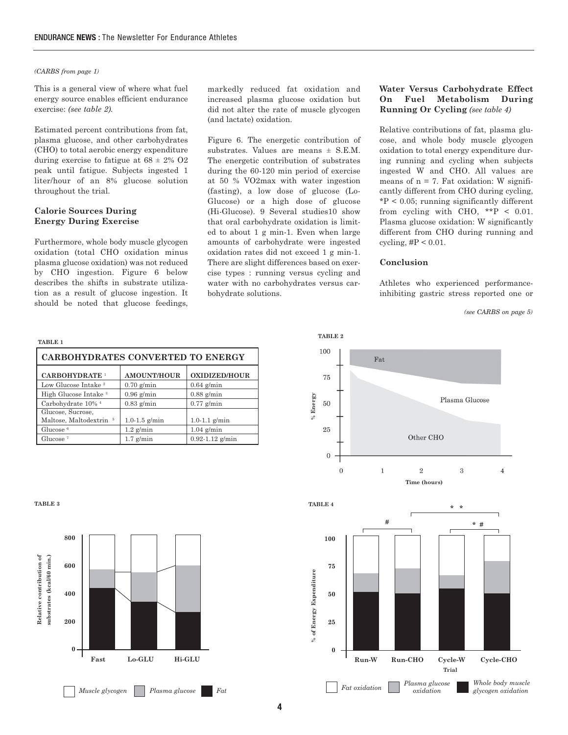*(CARBS from page 1)*

This is a general view of where what fuel energy source enables efficient endurance exercise: *(see table 2)*.

Estimated percent contributions from fat, plasma glucose, and other carbohydrates (CHO) to total aerobic energy expenditure during exercise to fatigue at 68 ± 2% O2 peak until fatigue. Subjects ingested 1 liter/hour of an 8% glucose solution throughout the trial.

### Calorie Sources During Energy During Exercise

Furthermore, whole body muscle glycogen oxidation (total CHO oxidation minus plasma glucose oxidation) was not reduced by CHO ingestion. Figure 6 below describes the shifts in substrate utilization as a result of glucose ingestion. It should be noted that glucose feedings, markedly reduced fat oxidation and increased plasma glucose oxidation but did not alter the rate of muscle glycogen (and lactate) oxidation.

Figure 6. The energetic contribution of substrates. Values are means ± S.E.M. The energetic contribution of substrates during the 60-120 min period of exercise at 50 % VO2max with water ingestion (fasting), a low dose of glucose (Lo-Glucose) or a high dose of glucose (Hi-Glucose). 9 Several studies10 show that oral carbohydrate oxidation is limited to about 1 g min-1. Even when large amounts of carbohydrate were ingested oxidation rates did not exceed 1 g min-1. There are slight differences based on exercise types : running versus cycling and water with no carbohydrates versus carbohydrate solutions.

### Water Versus Carbohydrate Effect On Fuel Metabolism During Running Or Cycling *(see table 4)*

Relative contributions of fat, plasma glucose, and whole body muscle glycogen oxidation to total energy expenditure during running and cycling when subjects ingested W and CHO. All values are means of n = 7. Fat oxidation: W significantly different from CHO during cycling, *P < 0.05; running significantly different from cycling with CHO, **P < 0.01. Plasma glucose oxidation: W significantly different from CHO during running and cycling, #P < 0.01.

### Conclusion

Athletes who experienced performance-inhibiting gastric stress reported one or

*(see CARBS on page 5)*

**TABLE 1**

| CARBOHYDRATES CONVERTED TO ENERGY | | |
|---|---|---|
| **CARBOHYDRATE** [1] | **AMOUNT/HOUR** | **OXIDIZED/HOUR** |
| Low Glucose Intake [2] | 0.70 g/min | 0.64 g/min |
| High Glucose Intake [3] | 0.96 g/min | 0.88 g/min |
| Carbohydrate 10% [4] | 0.83 g/min | 0.77 g/min |
| Glucose, Sucrose, Maltose, Maltodextrin [5] | 1.0-1.5 g/min | 1.0-1.1 g/min |
| Glucose [6] | 1.2 g/min | 1.04 g/min |
| Glucose [7] | 1.7 g/min | 0.92-1.12 g/min |

**TABLE 2**

**TABLE 3**

**TABLE 4**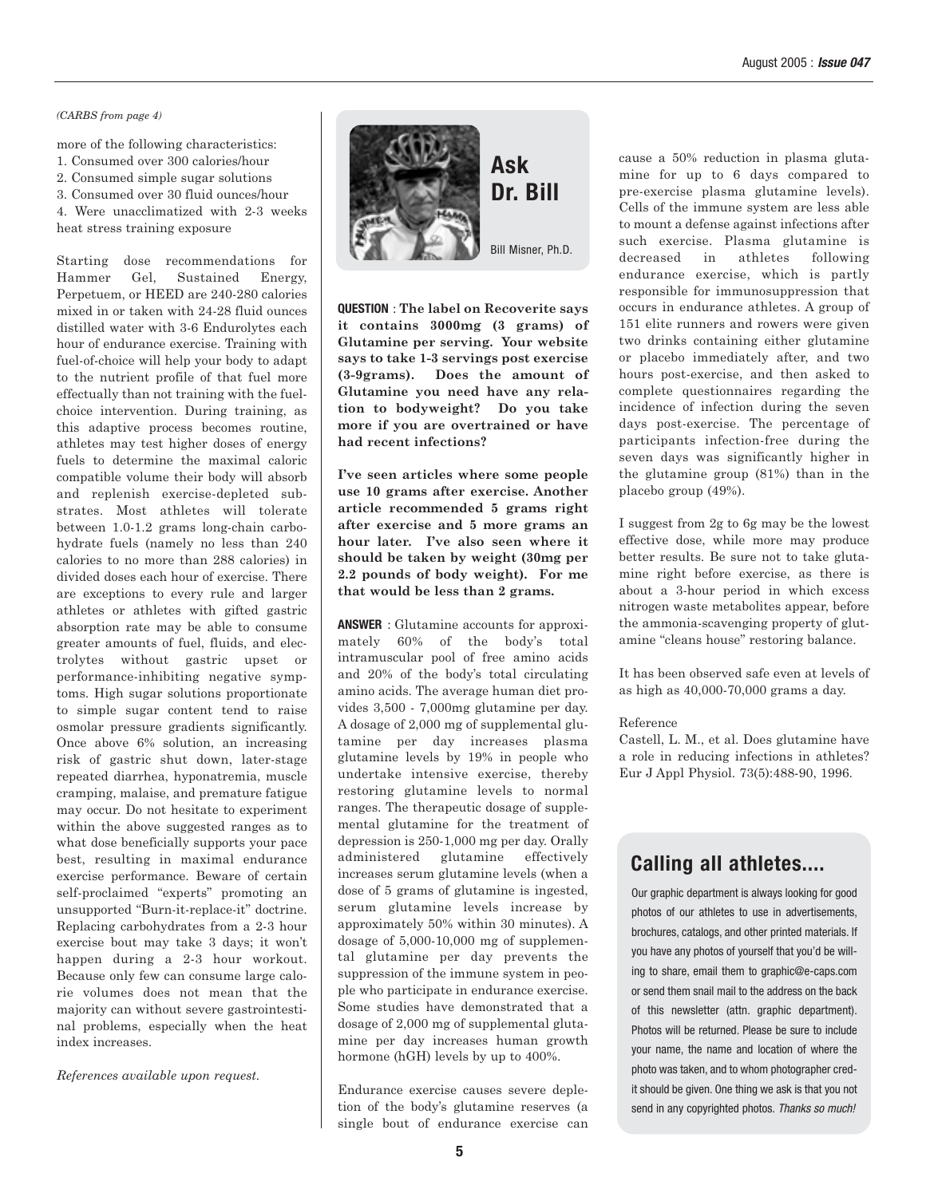*(CARBS from page 4)*

more of the following characteristics:

1. Consumed over 300 calories/hour
2. Consumed simple sugar solutions
3. Consumed over 30 fluid ounces/hour
4. Were unacclimatized with 2-3 weeks heat stress training exposure

Starting dose recommendations for Hammer Gel, Sustained Energy, Perpetuem, or HEED are 240-280 calories mixed in or taken with 24-28 fluid ounces distilled water with 3-6 Endurolytes each hour of endurance exercise. Training with fuel-of-choice will help your body to adapt to the nutrient profile of that fuel more effectually than not training with the fuel-choice intervention. During training, as this adaptive process becomes routine, athletes may test higher doses of energy fuels to determine the maximal caloric compatible volume their body will absorb and replenish exercise-depleted substrates. Most athletes will tolerate between 1.0-1.2 grams long-chain carbohydrate fuels (namely no less than 240 calories to no more than 288 calories) in divided doses each hour of exercise. There are exceptions to every rule and larger athletes or athletes with gifted gastric absorption rate may be able to consume greater amounts of fuel, fluids, and electrolytes without gastric upset or performance-inhibiting negative symptoms. High sugar solutions proportionate to simple sugar content tend to raise osmolar pressure gradients significantly. Once above 6% solution, an increasing risk of gastric shut down, later-stage repeated diarrhea, hyponatremia, muscle cramping, malaise, and premature fatigue may occur. Do not hesitate to experiment within the above suggested ranges as to what dose beneficially supports your pace best, resulting in maximal endurance exercise performance. Beware of certain self-proclaimed "experts" promoting an unsupported "Burn-it-replace-it" doctrine. Replacing carbohydrates from a 2-3 hour exercise bout may take 3 days; it won't happen during a 2-3 hour workout. Because only few can consume large calorie volumes does not mean that the majority can without severe gastrointestinal problems, especially when the heat index increases.

*References available upon request.*

## Ask Dr. Bill

Bill Misner, Ph.D.

**QUESTION** : **The label on Recoverite says it contains 3000mg (3 grams) of Glutamine per serving. Your website says to take 1-3 servings post exercise (3-9grams). Does the amount of Glutamine you need have any relation to bodyweight? Do you take more if you are overtrained or have had recent infections?**

**I've seen articles where some people use 10 grams after exercise. Another article recommended 5 grams right after exercise and 5 more grams an hour later. I've also seen where it should be taken by weight (30mg per 2.2 pounds of body weight). For me that would be less than 2 grams.**

**ANSWER** : Glutamine accounts for approximately 60% of the body's total intramuscular pool of free amino acids and 20% of the body's total circulating amino acids. The average human diet provides 3,500 - 7,000mg glutamine per day. A dosage of 2,000 mg of supplemental glutamine per day increases plasma glutamine levels by 19% in people who undertake intensive exercise, thereby restoring glutamine levels to normal ranges. The therapeutic dosage of supplemental glutamine for the treatment of depression is 250-1,000 mg per day. Orally administered glutamine effectively increases serum glutamine levels (when a dose of 5 grams of glutamine is ingested, serum glutamine levels increase by approximately 50% within 30 minutes). A dosage of 5,000-10,000 mg of supplemental glutamine per day prevents the suppression of the immune system in people who participate in endurance exercise. Some studies have demonstrated that a dosage of 2,000 mg of supplemental glutamine per day increases human growth hormone (hGH) levels by up to 400%.

Endurance exercise causes severe depletion of the body's glutamine reserves (a single bout of endurance exercise can cause a 50% reduction in plasma glutamine for up to 6 days compared to pre-exercise plasma glutamine levels). Cells of the immune system are less able to mount a defense against infections after such exercise. Plasma glutamine is decreased in athletes following endurance exercise, which is partly responsible for immunosuppression that occurs in endurance athletes. A group of 151 elite runners and rowers were given two drinks containing either glutamine or placebo immediately after, and two hours post-exercise, and then asked to complete questionnaires regarding the incidence of infection during the seven days post-exercise. The percentage of participants infection-free during the seven days was significantly higher in the glutamine group (81%) than in the placebo group (49%).

I suggest from 2g to 6g may be the lowest effective dose, while more may produce better results. Be sure not to take glutamine right before exercise, as there is about a 3-hour period in which excess nitrogen waste metabolites appear, before the ammonia-scavenging property of glutamine "cleans house" restoring balance.

It has been observed safe even at levels of as high as 40,000-70,000 grams a day.

Reference

Castell, L. M., et al. Does glutamine have a role in reducing infections in athletes? Eur J Appl Physiol. 73(5):488-90, 1996.

## Calling all athletes....

Our graphic department is always looking for good photos of our athletes to use in advertisements, brochures, catalogs, and other printed materials. If you have any photos of yourself that you'd be willing to share, email them to graphic@e-caps.com or send them snail mail to the address on the back of this newsletter (attn. graphic department). Photos will be returned. Please be sure to include your name, the name and location of where the photo was taken, and to whom photographer credit should be given. One thing we ask is that you not send in any copyrighted photos. *Thanks so much!*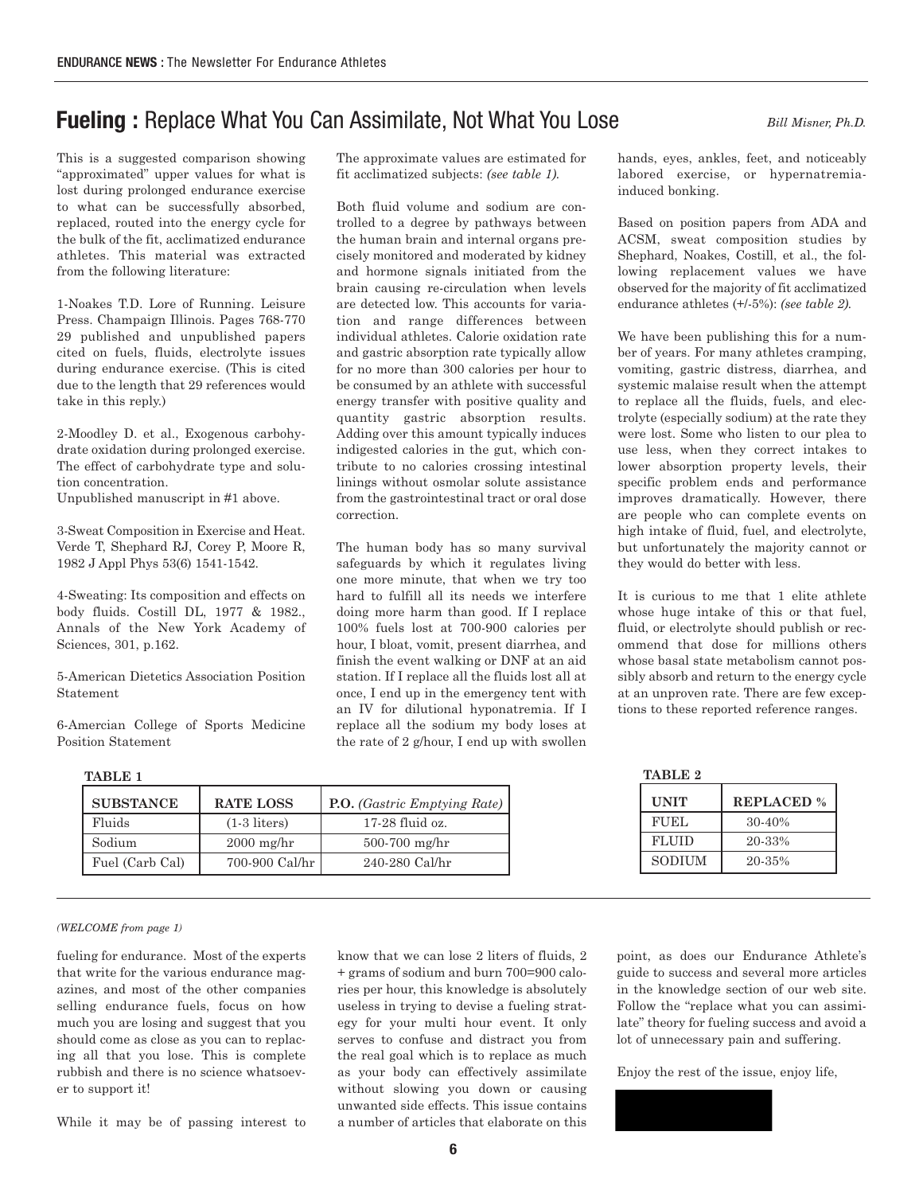## **Fueling :** Replace What You Can Assimilate, Not What You Lose

*Bill Misner, Ph.D.*

This is a suggested comparison showing "approximated" upper values for what is lost during prolonged endurance exercise to what can be successfully absorbed, replaced, routed into the energy cycle for the bulk of the fit, acclimatized endurance athletes. This material was extracted from the following literature:

1-Noakes T.D. Lore of Running. Leisure Press. Champaign Illinois. Pages 768-770 29 published and unpublished papers cited on fuels, fluids, electrolyte issues during endurance exercise. (This is cited due to the length that 29 references would take in this reply.)

2-Moodley D. et al., Exogenous carbohydrate oxidation during prolonged exercise. The effect of carbohydrate type and solution concentration.
Unpublished manuscript in #1 above.

3-Sweat Composition in Exercise and Heat. Verde T, Shephard RJ, Corey P, Moore R, 1982 J Appl Phys 53(6) 1541-1542.

4-Sweating: Its composition and effects on body fluids. Costill DL, 1977 & 1982., Annals of the New York Academy of Sciences, 301, p.162.

5-American Dietetics Association Position Statement

6-Amercian College of Sports Medicine Position Statement

The approximate values are estimated for fit acclimatized subjects: *(see table 1)*.

Both fluid volume and sodium are controlled to a degree by pathways between the human brain and internal organs precisely monitored and moderated by kidney and hormone signals initiated from the brain causing re-circulation when levels are detected low. This accounts for variation and range differences between individual athletes. Calorie oxidation rate and gastric absorption rate typically allow for no more than 300 calories per hour to be consumed by an athlete with successful energy transfer with positive quality and quantity gastric absorption results. Adding over this amount typically induces indigested calories in the gut, which contribute to no calories crossing intestinal linings without osmolar solute assistance from the gastrointestinal tract or oral dose correction.

The human body has so many survival safeguards by which it regulates living one more minute, that when we try too hard to fulfill all its needs we interfere doing more harm than good. If I replace 100% fuels lost at 700-900 calories per hour, I bloat, vomit, present diarrhea, and finish the event walking or DNF at an aid station. If I replace all the fluids lost all at once, I end up in the emergency tent with an IV for dilutional hyponatremia. If I replace all the sodium my body loses at the rate of 2 g/hour, I end up with swollen hands, eyes, ankles, feet, and noticeably labored exercise, or hypernatremia-induced bonking.

Based on position papers from ADA and ACSM, sweat composition studies by Shephard, Noakes, Costill, et al., the following replacement values we have observed for the majority of fit acclimatized endurance athletes (+/-5%): *(see table 2)*.

We have been publishing this for a number of years. For many athletes cramping, vomiting, gastric distress, diarrhea, and systemic malaise result when the attempt to replace all the fluids, fuels, and electrolyte (especially sodium) at the rate they were lost. Some who listen to our plea to use less, when they correct intakes to lower absorption property levels, their specific problem ends and performance improves dramatically. However, there are people who can complete events on high intake of fluid, fuel, and electrolyte, but unfortunately the majority cannot or they would do better with less.

It is curious to me that 1 elite athlete whose huge intake of this or that fuel, fluid, or electrolyte should publish or recommend that dose for millions others whose basal state metabolism cannot possibly absorb and return to the energy cycle at an unproven rate. There are few exceptions to these reported reference ranges.

**TABLE 1**

| SUBSTANCE | RATE LOSS | **P.O.** *(Gastric Emptying Rate)* |
|---|---|---|
| Fluids | (1-3 liters) | 17-28 fluid oz. |
| Sodium | 2000 mg/hr | 500-700 mg/hr |
| Fuel (Carb Cal) | 700-900 Cal/hr | 240-280 Cal/hr |

**TABLE 2**

| UNIT | REPLACED % |
|---|---|
| FUEL | 30-40% |
| FLUID | 20-33% |
| SODIUM | 20-35% |

---

*(WELCOME from page 1)*

fueling for endurance. Most of the experts that write for the various endurance magazines, and most of the other companies selling endurance fuels, focus on how much you are losing and suggest that you should come as close as you can to replacing all that you lose. This is complete rubbish and there is no science whatsoever to support it!

While it may be of passing interest to know that we can lose 2 liters of fluids, 2 + grams of sodium and burn 700=900 calories per hour, this knowledge is absolutely useless in trying to devise a fueling strategy for your multi hour event. It only serves to confuse and distract you from the real goal which is to replace as much as your body can effectively assimilate without slowing you down or causing unwanted side effects. This issue contains a number of articles that elaborate on this point, as does our Endurance Athlete's guide to success and several more articles in the knowledge section of our web site. Follow the "replace what you can assimilate" theory for fueling success and avoid a lot of unnecessary pain and suffering.

Enjoy the rest of the issue, enjoy life,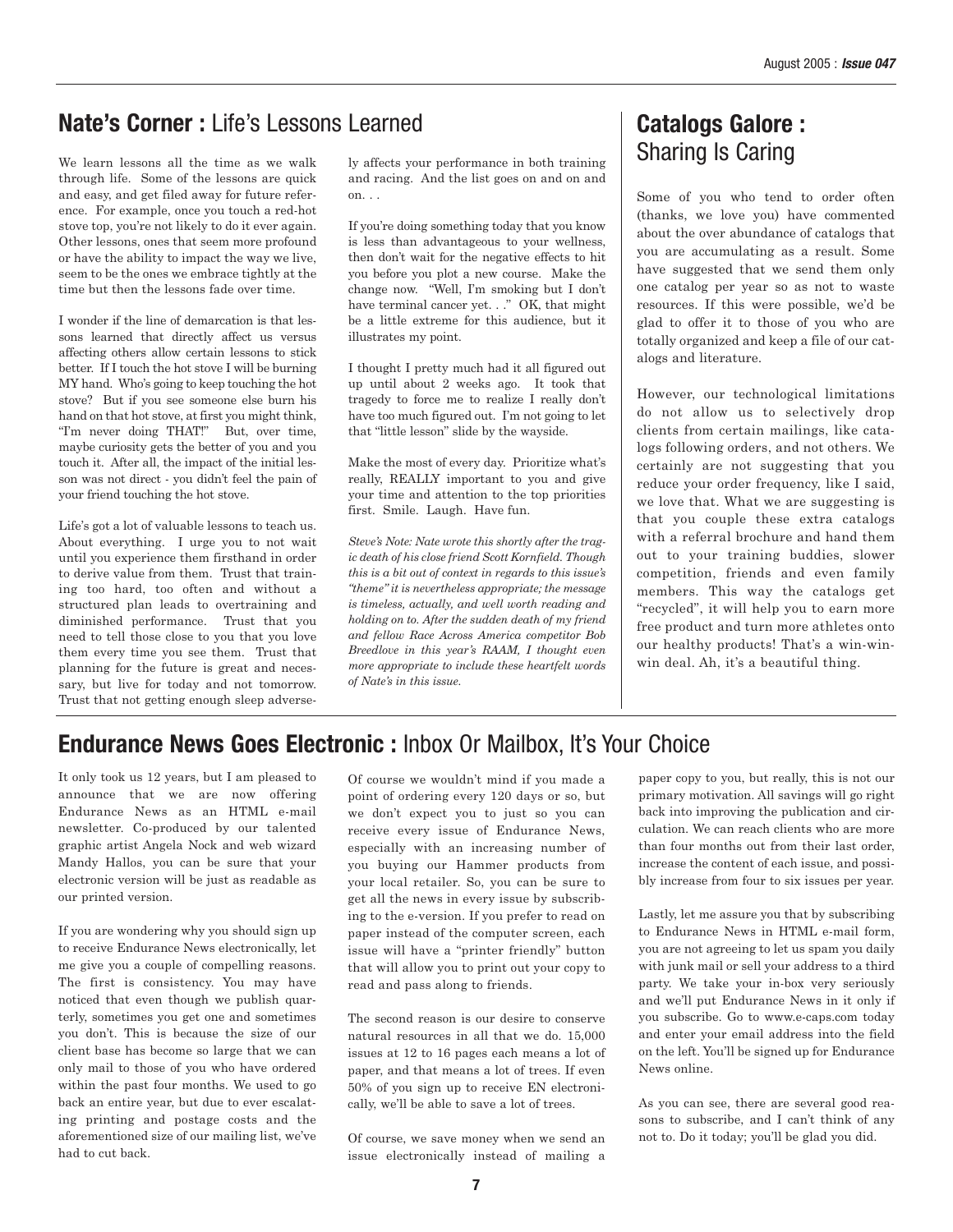## Nate's Corner : Life's Lessons Learned

We learn lessons all the time as we walk through life. Some of the lessons are quick and easy, and get filed away for future reference. For example, once you touch a red-hot stove top, you're not likely to do it ever again. Other lessons, ones that seem more profound or have the ability to impact the way we live, seem to be the ones we embrace tightly at the time but then the lessons fade over time.

I wonder if the line of demarcation is that lessons learned that directly affect us versus affecting others allow certain lessons to stick better. If I touch the hot stove I will be burning MY hand. Who's going to keep touching the hot stove? But if you see someone else burn his hand on that hot stove, at first you might think, "I'm never doing THAT!" But, over time, maybe curiosity gets the better of you and you touch it. After all, the impact of the initial lesson was not direct - you didn't feel the pain of your friend touching the hot stove.

Life's got a lot of valuable lessons to teach us. About everything. I urge you to not wait until you experience them firsthand in order to derive value from them. Trust that training too hard, too often and without a structured plan leads to overtraining and diminished performance. Trust that you need to tell those close to you that you love them every time you see them. Trust that planning for the future is great and necessary, but live for today and not tomorrow. Trust that not getting enough sleep adversely affects your performance in both training and racing. And the list goes on and on and on. . .

If you're doing something today that you know is less than advantageous to your wellness, then don't wait for the negative effects to hit you before you plot a new course. Make the change now. "Well, I'm smoking but I don't have terminal cancer yet. . ." OK, that might be a little extreme for this audience, but it illustrates my point.

I thought I pretty much had it all figured out up until about 2 weeks ago. It took that tragedy to force me to realize I really don't have too much figured out. I'm not going to let that "little lesson" slide by the wayside.

Make the most of every day. Prioritize what's really, REALLY important to you and give your time and attention to the top priorities first. Smile. Laugh. Have fun.

*Steve's Note: Nate wrote this shortly after the tragic death of his close friend Scott Kornfield. Though this is a bit out of context in regards to this issue's "theme" it is nevertheless appropriate; the message is timeless, actually, and well worth reading and holding on to. After the sudden death of my friend and fellow Race Across America competitor Bob Breedlove in this year's RAAM, I thought even more appropriate to include these heartfelt words of Nate's in this issue.*

## Catalogs Galore : Sharing Is Caring

Some of you who tend to order often (thanks, we love you) have commented about the over abundance of catalogs that you are accumulating as a result. Some have suggested that we send them only one catalog per year so as not to waste resources. If this were possible, we'd be glad to offer it to those of you who are totally organized and keep a file of our catalogs and literature.

However, our technological limitations do not allow us to selectively drop clients from certain mailings, like catalogs following orders, and not others. We certainly are not suggesting that you reduce your order frequency, like I said, we love that. What we are suggesting is that you couple these extra catalogs with a referral brochure and hand them out to your training buddies, slower competition, friends and even family members. This way the catalogs get "recycled", it will help you to earn more free product and turn more athletes onto our healthy products! That's a win-win-win deal. Ah, it's a beautiful thing.

## Endurance News Goes Electronic : Inbox Or Mailbox, It's Your Choice

It only took us 12 years, but I am pleased to announce that we are now offering Endurance News as an HTML e-mail newsletter. Co-produced by our talented graphic artist Angela Nock and web wizard Mandy Hallos, you can be sure that your electronic version will be just as readable as our printed version.

If you are wondering why you should sign up to receive Endurance News electronically, let me give you a couple of compelling reasons. The first is consistency. You may have noticed that even though we publish quarterly, sometimes you get one and sometimes you don't. This is because the size of our client base has become so large that we can only mail to those of you who have ordered within the past four months. We used to go back an entire year, but due to ever escalating printing and postage costs and the aforementioned size of our mailing list, we've had to cut back.

Of course we wouldn't mind if you made a point of ordering every 120 days or so, but we don't expect you to just so you can receive every issue of Endurance News, especially with an increasing number of you buying our Hammer products from your local retailer. So, you can be sure to get all the news in every issue by subscribing to the e-version. If you prefer to read on paper instead of the computer screen, each issue will have a "printer friendly" button that will allow you to print out your copy to read and pass along to friends.

The second reason is our desire to conserve natural resources in all that we do. 15,000 issues at 12 to 16 pages each means a lot of paper, and that means a lot of trees. If even 50% of you sign up to receive EN electronically, we'll be able to save a lot of trees.

Of course, we save money when we send an issue electronically instead of mailing a paper copy to you, but really, this is not our primary motivation. All savings will go right back into improving the publication and circulation. We can reach clients who are more than four months out from their last order, increase the content of each issue, and possibly increase from four to six issues per year.

Lastly, let me assure you that by subscribing to Endurance News in HTML e-mail form, you are not agreeing to let us spam you daily with junk mail or sell your address to a third party. We take your in-box very seriously and we'll put Endurance News in it only if you subscribe. Go to www.e-caps.com today and enter your email address into the field on the left. You'll be signed up for Endurance News online.

As you can see, there are several good reasons to subscribe, and I can't think of any not to. Do it today; you'll be glad you did.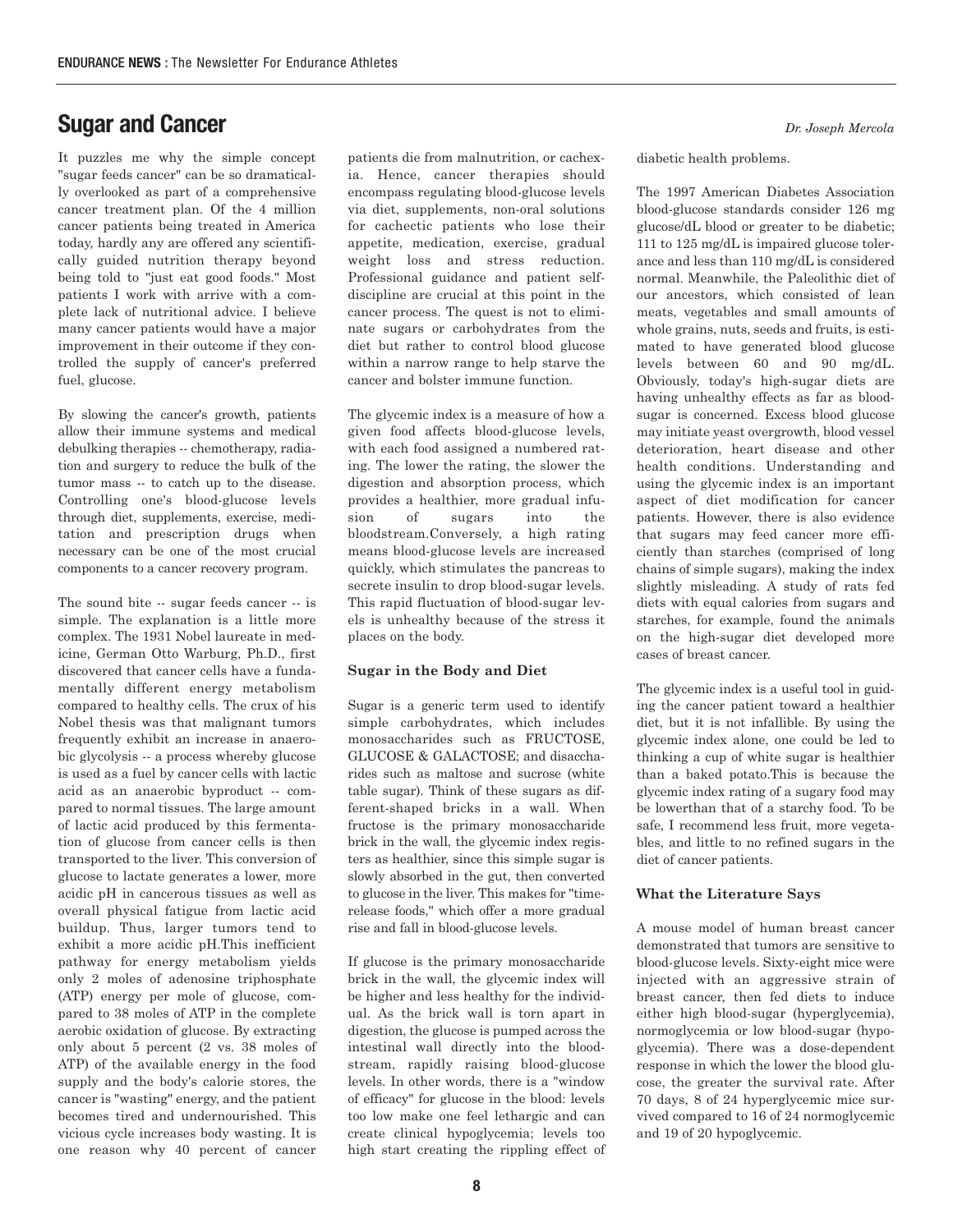## Sugar and Cancer

*Dr. Joseph Mercola*

It puzzles me why the simple concept "sugar feeds cancer" can be so dramatically overlooked as part of a comprehensive cancer treatment plan. Of the 4 million cancer patients being treated in America today, hardly any are offered any scientifically guided nutrition therapy beyond being told to "just eat good foods." Most patients I work with arrive with a complete lack of nutritional advice. I believe many cancer patients would have a major improvement in their outcome if they controlled the supply of cancer's preferred fuel, glucose.

By slowing the cancer's growth, patients allow their immune systems and medical debulking therapies -- chemotherapy, radiation and surgery to reduce the bulk of the tumor mass -- to catch up to the disease. Controlling one's blood-glucose levels through diet, supplements, exercise, meditation and prescription drugs when necessary can be one of the most crucial components to a cancer recovery program.

The sound bite -- sugar feeds cancer -- is simple. The explanation is a little more complex. The 1931 Nobel laureate in medicine, German Otto Warburg, Ph.D., first discovered that cancer cells have a fundamentally different energy metabolism compared to healthy cells. The crux of his Nobel thesis was that malignant tumors frequently exhibit an increase in anaerobic glycolysis -- a process whereby glucose is used as a fuel by cancer cells with lactic acid as an anaerobic byproduct -- compared to normal tissues. The large amount of lactic acid produced by this fermentation of glucose from cancer cells is then transported to the liver. This conversion of glucose to lactate generates a lower, more acidic pH in cancerous tissues as well as overall physical fatigue from lactic acid buildup. Thus, larger tumors tend to exhibit a more acidic pH.This inefficient pathway for energy metabolism yields only 2 moles of adenosine triphosphate (ATP) energy per mole of glucose, compared to 38 moles of ATP in the complete aerobic oxidation of glucose. By extracting only about 5 percent (2 vs. 38 moles of ATP) of the available energy in the food supply and the body's calorie stores, the cancer is "wasting" energy, and the patient becomes tired and undernourished. This vicious cycle increases body wasting. It is one reason why 40 percent of cancer patients die from malnutrition, or cachexia. Hence, cancer therapies should encompass regulating blood-glucose levels via diet, supplements, non-oral solutions for cachectic patients who lose their appetite, medication, exercise, gradual weight loss and stress reduction. Professional guidance and patient self-discipline are crucial at this point in the cancer process. The quest is not to eliminate sugars or carbohydrates from the diet but rather to control blood glucose within a narrow range to help starve the cancer and bolster immune function.

The glycemic index is a measure of how a given food affects blood-glucose levels, with each food assigned a numbered rating. The lower the rating, the slower the digestion and absorption process, which provides a healthier, more gradual infusion of sugars into the bloodstream.Conversely, a high rating means blood-glucose levels are increased quickly, which stimulates the pancreas to secrete insulin to drop blood-sugar levels. This rapid fluctuation of blood-sugar levels is unhealthy because of the stress it places on the body.

### Sugar in the Body and Diet

Sugar is a generic term used to identify simple carbohydrates, which includes monosaccharides such as FRUCTOSE, GLUCOSE & GALACTOSE; and disaccharides such as maltose and sucrose (white table sugar). Think of these sugars as different-shaped bricks in a wall. When fructose is the primary monosaccharide brick in the wall, the glycemic index registers as healthier, since this simple sugar is slowly absorbed in the gut, then converted to glucose in the liver. This makes for "time-release foods," which offer a more gradual rise and fall in blood-glucose levels.

If glucose is the primary monosaccharide brick in the wall, the glycemic index will be higher and less healthy for the individual. As the brick wall is torn apart in digestion, the glucose is pumped across the intestinal wall directly into the bloodstream, rapidly raising blood-glucose levels. In other words, there is a "window of efficacy" for glucose in the blood: levels too low make one feel lethargic and can create clinical hypoglycemia; levels too high start creating the rippling effect of diabetic health problems.

The 1997 American Diabetes Association blood-glucose standards consider 126 mg glucose/dL blood or greater to be diabetic; 111 to 125 mg/dL is impaired glucose tolerance and less than 110 mg/dL is considered normal. Meanwhile, the Paleolithic diet of our ancestors, which consisted of lean meats, vegetables and small amounts of whole grains, nuts, seeds and fruits, is estimated to have generated blood glucose levels between 60 and 90 mg/dL. Obviously, today's high-sugar diets are having unhealthy effects as far as blood-sugar is concerned. Excess blood glucose may initiate yeast overgrowth, blood vessel deterioration, heart disease and other health conditions. Understanding and using the glycemic index is an important aspect of diet modification for cancer patients. However, there is also evidence that sugars may feed cancer more efficiently than starches (comprised of long chains of simple sugars), making the index slightly misleading. A study of rats fed diets with equal calories from sugars and starches, for example, found the animals on the high-sugar diet developed more cases of breast cancer.

The glycemic index is a useful tool in guiding the cancer patient toward a healthier diet, but it is not infallible. By using the glycemic index alone, one could be led to thinking a cup of white sugar is healthier than a baked potato.This is because the glycemic index rating of a sugary food may be lowerthan that of a starchy food. To be safe, I recommend less fruit, more vegetables, and little to no refined sugars in the diet of cancer patients.

### What the Literature Says

A mouse model of human breast cancer demonstrated that tumors are sensitive to blood-glucose levels. Sixty-eight mice were injected with an aggressive strain of breast cancer, then fed diets to induce either high blood-sugar (hyperglycemia), normoglycemia or low blood-sugar (hypoglycemia). There was a dose-dependent response in which the lower the blood glucose, the greater the survival rate. After 70 days, 8 of 24 hyperglycemic mice survived compared to 16 of 24 normoglycemic and 19 of 20 hypoglycemic.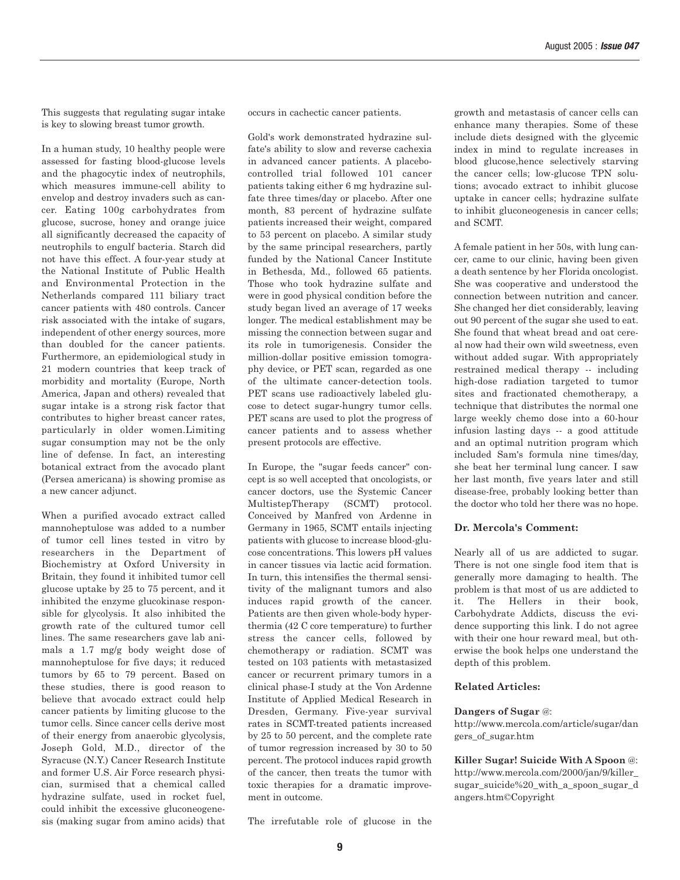This suggests that regulating sugar intake is key to slowing breast tumor growth.

In a human study, 10 healthy people were assessed for fasting blood-glucose levels and the phagocytic index of neutrophils, which measures immune-cell ability to envelop and destroy invaders such as cancer. Eating 100g carbohydrates from glucose, sucrose, honey and orange juice all significantly decreased the capacity of neutrophils to engulf bacteria. Starch did not have this effect. A four-year study at the National Institute of Public Health and Environmental Protection in the Netherlands compared 111 biliary tract cancer patients with 480 controls. Cancer risk associated with the intake of sugars, independent of other energy sources, more than doubled for the cancer patients. Furthermore, an epidemiological study in 21 modern countries that keep track of morbidity and mortality (Europe, North America, Japan and others) revealed that sugar intake is a strong risk factor that contributes to higher breast cancer rates, particularly in older women.Limiting sugar consumption may not be the only line of defense. In fact, an interesting botanical extract from the avocado plant (Persea americana) is showing promise as a new cancer adjunct.

When a purified avocado extract called mannoheptulose was added to a number of tumor cell lines tested in vitro by researchers in the Department of Biochemistry at Oxford University in Britain, they found it inhibited tumor cell glucose uptake by 25 to 75 percent, and it inhibited the enzyme glucokinase responsible for glycolysis. It also inhibited the growth rate of the cultured tumor cell lines. The same researchers gave lab animals a 1.7 mg/g body weight dose of mannoheptulose for five days; it reduced tumors by 65 to 79 percent. Based on these studies, there is good reason to believe that avocado extract could help cancer patients by limiting glucose to the tumor cells. Since cancer cells derive most of their energy from anaerobic glycolysis, Joseph Gold, M.D., director of the Syracuse (N.Y.) Cancer Research Institute and former U.S. Air Force research physician, surmised that a chemical called hydrazine sulfate, used in rocket fuel, could inhibit the excessive gluconeogenesis (making sugar from amino acids) that occurs in cachectic cancer patients.

Gold's work demonstrated hydrazine sulfate's ability to slow and reverse cachexia in advanced cancer patients. A placebo-controlled trial followed 101 cancer patients taking either 6 mg hydrazine sulfate three times/day or placebo. After one month, 83 percent of hydrazine sulfate patients increased their weight, compared to 53 percent on placebo. A similar study by the same principal researchers, partly funded by the National Cancer Institute in Bethesda, Md., followed 65 patients. Those who took hydrazine sulfate and were in good physical condition before the study began lived an average of 17 weeks longer. The medical establishment may be missing the connection between sugar and its role in tumorigenesis. Consider the million-dollar positive emission tomography device, or PET scan, regarded as one of the ultimate cancer-detection tools. PET scans use radioactively labeled glucose to detect sugar-hungry tumor cells. PET scans are used to plot the progress of cancer patients and to assess whether present protocols are effective.

In Europe, the "sugar feeds cancer" concept is so well accepted that oncologists, or cancer doctors, use the Systemic Cancer MultistepTherapy (SCMT) protocol. Conceived by Manfred von Ardenne in Germany in 1965, SCMT entails injecting patients with glucose to increase blood-glucose concentrations. This lowers pH values in cancer tissues via lactic acid formation. In turn, this intensifies the thermal sensitivity of the malignant tumors and also induces rapid growth of the cancer. Patients are then given whole-body hyperthermia (42 C core temperature) to further stress the cancer cells, followed by chemotherapy or radiation. SCMT was tested on 103 patients with metastasized cancer or recurrent primary tumors in a clinical phase-I study at the Von Ardenne Institute of Applied Medical Research in Dresden, Germany. Five-year survival rates in SCMT-treated patients increased by 25 to 50 percent, and the complete rate of tumor regression increased by 30 to 50 percent. The protocol induces rapid growth of the cancer, then treats the tumor with toxic therapies for a dramatic improvement in outcome.

The irrefutable role of glucose in the growth and metastasis of cancer cells can enhance many therapies. Some of these include diets designed with the glycemic index in mind to regulate increases in blood glucose,hence selectively starving the cancer cells; low-glucose TPN solutions; avocado extract to inhibit glucose uptake in cancer cells; hydrazine sulfate to inhibit gluconeogenesis in cancer cells; and SCMT.

A female patient in her 50s, with lung cancer, came to our clinic, having been given a death sentence by her Florida oncologist. She was cooperative and understood the connection between nutrition and cancer. She changed her diet considerably, leaving out 90 percent of the sugar she used to eat. She found that wheat bread and oat cereal now had their own wild sweetness, even without added sugar. With appropriately restrained medical therapy -- including high-dose radiation targeted to tumor sites and fractionated chemotherapy, a technique that distributes the normal one large weekly chemo dose into a 60-hour infusion lasting days -- a good attitude and an optimal nutrition program which included Sam's formula nine times/day, she beat her terminal lung cancer. I saw her last month, five years later and still disease-free, probably looking better than the doctor who told her there was no hope.

**Dr. Mercola's Comment:**

Nearly all of us are addicted to sugar. There is not one single food item that is generally more damaging to health. The problem is that most of us are addicted to it. The Hellers in their book, Carbohydrate Addicts, discuss the evidence supporting this link. I do not agree with their one hour reward meal, but otherwise the book helps one understand the depth of this problem.

**Related Articles:**

**Dangers of Sugar** @:
http://www.mercola.com/article/sugar/dangers_of_sugar.htm

**Killer Sugar! Suicide With A Spoon** @:
http://www.mercola.com/2000/jan/9/killer_sugar_suicide%20_with_a_spoon_sugar_dangers.htm©Copyright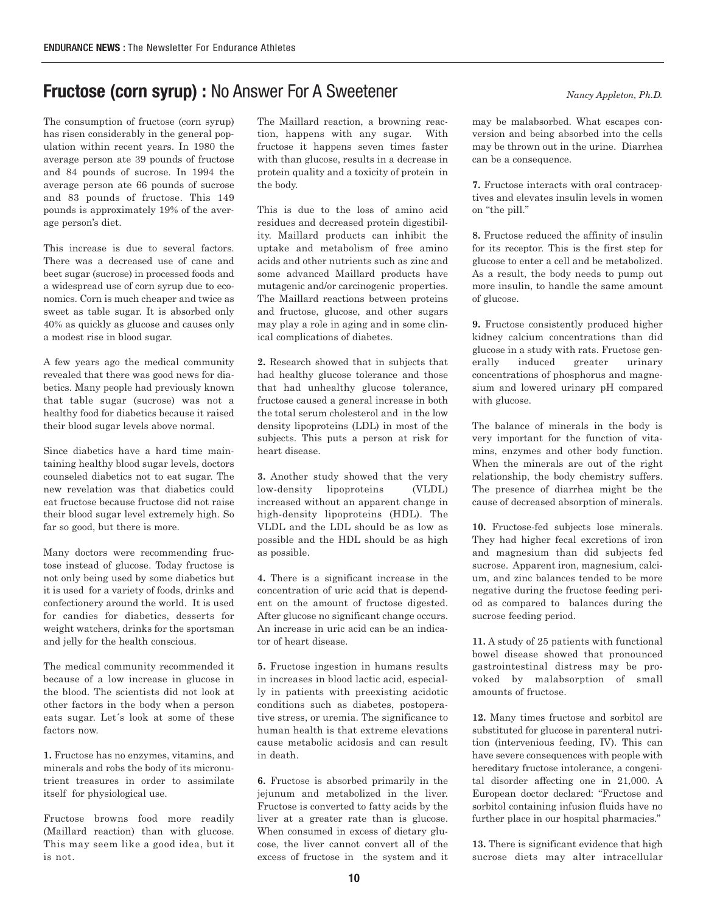## Fructose (corn syrup) : No Answer For A Sweetener

*Nancy Appleton, Ph.D.*

The consumption of fructose (corn syrup) has risen considerably in the general population within recent years. In 1980 the average person ate 39 pounds of fructose and 84 pounds of sucrose. In 1994 the average person ate 66 pounds of sucrose and 83 pounds of fructose. This 149 pounds is approximately 19% of the average person's diet.

This increase is due to several factors. There was a decreased use of cane and beet sugar (sucrose) in processed foods and a widespread use of corn syrup due to economics. Corn is much cheaper and twice as sweet as table sugar. It is absorbed only 40% as quickly as glucose and causes only a modest rise in blood sugar.

A few years ago the medical community revealed that there was good news for diabetics. Many people had previously known that table sugar (sucrose) was not a healthy food for diabetics because it raised their blood sugar levels above normal.

Since diabetics have a hard time maintaining healthy blood sugar levels, doctors counseled diabetics not to eat sugar. The new revelation was that diabetics could eat fructose because fructose did not raise their blood sugar level extremely high. So far so good, but there is more.

Many doctors were recommending fructose instead of glucose. Today fructose is not only being used by some diabetics but it is used for a variety of foods, drinks and confectionery around the world. It is used for candies for diabetics, desserts for weight watchers, drinks for the sportsman and jelly for the health conscious.

The medical community recommended it because of a low increase in glucose in the blood. The scientists did not look at other factors in the body when a person eats sugar. Let´s look at some of these factors now.

**1.** Fructose has no enzymes, vitamins, and minerals and robs the body of its micronutrient treasures in order to assimilate itself for physiological use.

Fructose browns food more readily (Maillard reaction) than with glucose. This may seem like a good idea, but it is not.

The Maillard reaction, a browning reaction, happens with any sugar. With fructose it happens seven times faster with than glucose, results in a decrease in protein quality and a toxicity of protein in the body.

This is due to the loss of amino acid residues and decreased protein digestibility. Maillard products can inhibit the uptake and metabolism of free amino acids and other nutrients such as zinc and some advanced Maillard products have mutagenic and/or carcinogenic properties. The Maillard reactions between proteins and fructose, glucose, and other sugars may play a role in aging and in some clinical complications of diabetes.

**2.** Research showed that in subjects that had healthy glucose tolerance and those that had unhealthy glucose tolerance, fructose caused a general increase in both the total serum cholesterol and in the low density lipoproteins (LDL) in most of the subjects. This puts a person at risk for heart disease.

**3.** Another study showed that the very low-density lipoproteins (VLDL) increased without an apparent change in high-density lipoproteins (HDL). The VLDL and the LDL should be as low as possible and the HDL should be as high as possible.

**4.** There is a significant increase in the concentration of uric acid that is dependent on the amount of fructose digested. After glucose no significant change occurs. An increase in uric acid can be an indicator of heart disease.

**5.** Fructose ingestion in humans results in increases in blood lactic acid, especially in patients with preexisting acidotic conditions such as diabetes, postoperative stress, or uremia. The significance to human health is that extreme elevations cause metabolic acidosis and can result in death.

**6.** Fructose is absorbed primarily in the jejunum and metabolized in the liver. Fructose is converted to fatty acids by the liver at a greater rate than is glucose. When consumed in excess of dietary glucose, the liver cannot convert all of the excess of fructose in the system and it may be malabsorbed. What escapes conversion and being absorbed into the cells may be thrown out in the urine. Diarrhea can be a consequence.

**7.** Fructose interacts with oral contraceptives and elevates insulin levels in women on "the pill."

**8.** Fructose reduced the affinity of insulin for its receptor. This is the first step for glucose to enter a cell and be metabolized. As a result, the body needs to pump out more insulin, to handle the same amount of glucose.

**9.** Fructose consistently produced higher kidney calcium concentrations than did glucose in a study with rats. Fructose generally induced greater urinary concentrations of phosphorus and magnesium and lowered urinary pH compared with glucose.

The balance of minerals in the body is very important for the function of vitamins, enzymes and other body function. When the minerals are out of the right relationship, the body chemistry suffers. The presence of diarrhea might be the cause of decreased absorption of minerals.

**10.** Fructose-fed subjects lose minerals. They had higher fecal excretions of iron and magnesium than did subjects fed sucrose. Apparent iron, magnesium, calcium, and zinc balances tended to be more negative during the fructose feeding period as compared to balances during the sucrose feeding period.

**11.** A study of 25 patients with functional bowel disease showed that pronounced gastrointestinal distress may be provoked by malabsorption of small amounts of fructose.

**12.** Many times fructose and sorbitol are substituted for glucose in parenteral nutrition (intervenious feeding, IV). This can have severe consequences with people with hereditary fructose intolerance, a congenital disorder affecting one in 21,000. A European doctor declared: "Fructose and sorbitol containing infusion fluids have no further place in our hospital pharmacies."

**13.** There is significant evidence that high sucrose diets may alter intracellular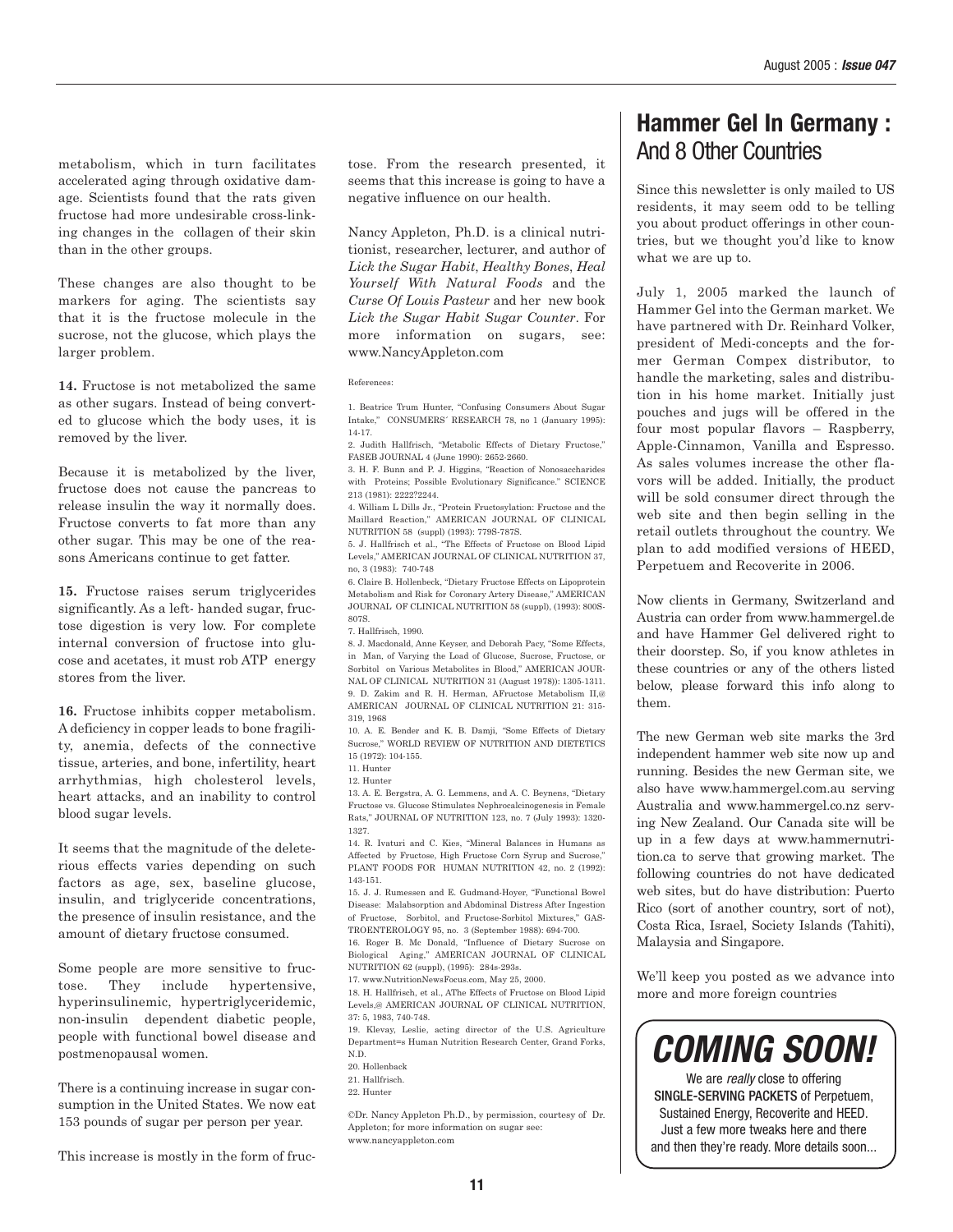metabolism, which in turn facilitates accelerated aging through oxidative damage. Scientists found that the rats given fructose had more undesirable cross-linking changes in the collagen of their skin than in the other groups.

These changes are also thought to be markers for aging. The scientists say that it is the fructose molecule in the sucrose, not the glucose, which plays the larger problem.

**14.** Fructose is not metabolized the same as other sugars. Instead of being converted to glucose which the body uses, it is removed by the liver.

Because it is metabolized by the liver, fructose does not cause the pancreas to release insulin the way it normally does. Fructose converts to fat more than any other sugar. This may be one of the reasons Americans continue to get fatter.

**15.** Fructose raises serum triglycerides significantly. As a left- handed sugar, fructose digestion is very low. For complete internal conversion of fructose into glucose and acetates, it must rob ATP energy stores from the liver.

**16.** Fructose inhibits copper metabolism. A deficiency in copper leads to bone fragility, anemia, defects of the connective tissue, arteries, and bone, infertility, heart arrhythmias, high cholesterol levels, heart attacks, and an inability to control blood sugar levels.

It seems that the magnitude of the deleterious effects varies depending on such factors as age, sex, baseline glucose, insulin, and triglyceride concentrations, the presence of insulin resistance, and the amount of dietary fructose consumed.

Some people are more sensitive to fructose. They include hypertensive, hyperinsulinemic, hypertriglyceridemic, non-insulin dependent diabetic people, people with functional bowel disease and postmenopausal women.

There is a continuing increase in sugar consumption in the United States. We now eat 153 pounds of sugar per person per year.

This increase is mostly in the form of fructose. From the research presented, it seems that this increase is going to have a negative influence on our health.

Nancy Appleton, Ph.D. is a clinical nutritionist, researcher, lecturer, and author of *Lick the Sugar Habit*, *Healthy Bones*, *Heal Yourself With Natural Foods* and the *Curse Of Louis Pasteur* and her new book *Lick the Sugar Habit Sugar Counter*. For more information on sugars, see: www.NancyAppleton.com

References:

1. Beatrice Trum Hunter, "Confusing Consumers About Sugar Intake," CONSUMERS´ RESEARCH 78, no 1 (January 1995): 14-17.
2. Judith Hallfrisch, "Metabolic Effects of Dietary Fructose," FASEB JOURNAL 4 (June 1990): 2652-2660.
3. H. F. Bunn and P. J. Higgins, "Reaction of Nonosaccharides with Proteins; Possible Evolutionary Significance." SCIENCE 213 (1981): 2222?2244.
4. William L Dills Jr., "Protein Fructosylation: Fructose and the Maillard Reaction," AMERICAN JOURNAL OF CLINICAL NUTRITION 58 (suppl) (1993): 779S-787S.
5. J. Hallfrisch et al., "The Effects of Fructose on Blood Lipid Levels," AMERICAN JOURNAL OF CLINICAL NUTRITION 37, no, 3 (1983): 740-748
6. Claire B. Hollenbeck, "Dietary Fructose Effects on Lipoprotein Metabolism and Risk for Coronary Artery Disease," AMERICAN JOURNAL OF CLINICAL NUTRITION 58 (suppl), (1993): 800S-807S.
7. Hallfrisch, 1990.
8. J. Macdonald, Anne Keyser, and Deborah Pacy, "Some Effects, in Man, of Varying the Load of Glucose, Sucrose, Fructose, or Sorbitol on Various Metabolites in Blood," AMERICAN JOURNAL OF CLINICAL NUTRITION 31 (August 1978)): 1305-1311.
9. D. Zakim and R. H. Herman, AFructose Metabolism II,@ AMERICAN JOURNAL OF CLINICAL NUTRITION 21: 315-319, 1968
10. A. E. Bender and K. B. Damji, "Some Effects of Dietary Sucrose," WORLD REVIEW OF NUTRITION AND DIETETICS 15 (1972): 104-155.
11. Hunter
12. Hunter
13. A. E. Bergstra, A. G. Lemmens, and A. C. Beynens, "Dietary Fructose vs. Glucose Stimulates Nephrocalcinogenesis in Female Rats," JOURNAL OF NUTRITION 123, no. 7 (July 1993): 1320-1327.
14. R. Ivaturi and C. Kies, "Mineral Balances in Humans as Affected by Fructose, High Fructose Corn Syrup and Sucrose," PLANT FOODS FOR HUMAN NUTRITION 42, no. 2 (1992): 143-151.
15. J. J. Rumessen and E. Gudmand-Hoyer, "Functional Bowel Disease: Malabsorption and Abdominal Distress After Ingestion of Fructose, Sorbitol, and Fructose-Sorbitol Mixtures," GASTROENTEROLOGY 95, no. 3 (September 1988): 694-700.
16. Roger B. Mc Donald, "Influence of Dietary Sucrose on Biological Aging," AMERICAN JOURNAL OF CLINICAL NUTRITION 62 (suppl), (1995): 284s-293s.
17. www.NutritionNewsFocus.com, May 25, 2000.
18. H. Hallfrisch, et al., AThe Effects of Fructose on Blood Lipid Levels,@ AMERICAN JOURNAL OF CLINICAL NUTRITION, 37: 5, 1983, 740-748.
19. Klevay, Leslie, acting director of the U.S. Agriculture Department=s Human Nutrition Research Center, Grand Forks, N.D.
20. Hollenback
21. Hallfrisch.
22. Hunter

©Dr. Nancy Appleton Ph.D., by permission, courtesy of Dr. Appleton; for more information on sugar see: www.nancyappleton.com

## Hammer Gel In Germany : And 8 Other Countries

Since this newsletter is only mailed to US residents, it may seem odd to be telling you about product offerings in other countries, but we thought you'd like to know what we are up to.

July 1, 2005 marked the launch of Hammer Gel into the German market. We have partnered with Dr. Reinhard Volker, president of Medi-concepts and the former German Compex distributor, to handle the marketing, sales and distribution in his home market. Initially just pouches and jugs will be offered in the four most popular flavors – Raspberry, Apple-Cinnamon, Vanilla and Espresso. As sales volumes increase the other flavors will be added. Initially, the product will be sold consumer direct through the web site and then begin selling in the retail outlets throughout the country. We plan to add modified versions of HEED, Perpetuem and Recoverite in 2006.

Now clients in Germany, Switzerland and Austria can order from www.hammergel.de and have Hammer Gel delivered right to their doorstep. So, if you know athletes in these countries or any of the others listed below, please forward this info along to them.

The new German web site marks the 3rd independent hammer web site now up and running. Besides the new German site, we also have www.hammergel.com.au serving Australia and www.hammergel.co.nz serving New Zealand. Our Canada site will be up in a few days at www.hammernutrition.ca to serve that growing market. The following countries do not have dedicated web sites, but do have distribution: Puerto Rico (sort of another country, sort of not), Costa Rica, Israel, Society Islands (Tahiti), Malaysia and Singapore.

We'll keep you posted as we advance into more and more foreign countries

## *COMING SOON!*

We are *really* close to offering SINGLE-SERVING PACKETS of Perpetuem, Sustained Energy, Recoverite and HEED. Just a few more tweaks here and there and then they're ready. More details soon...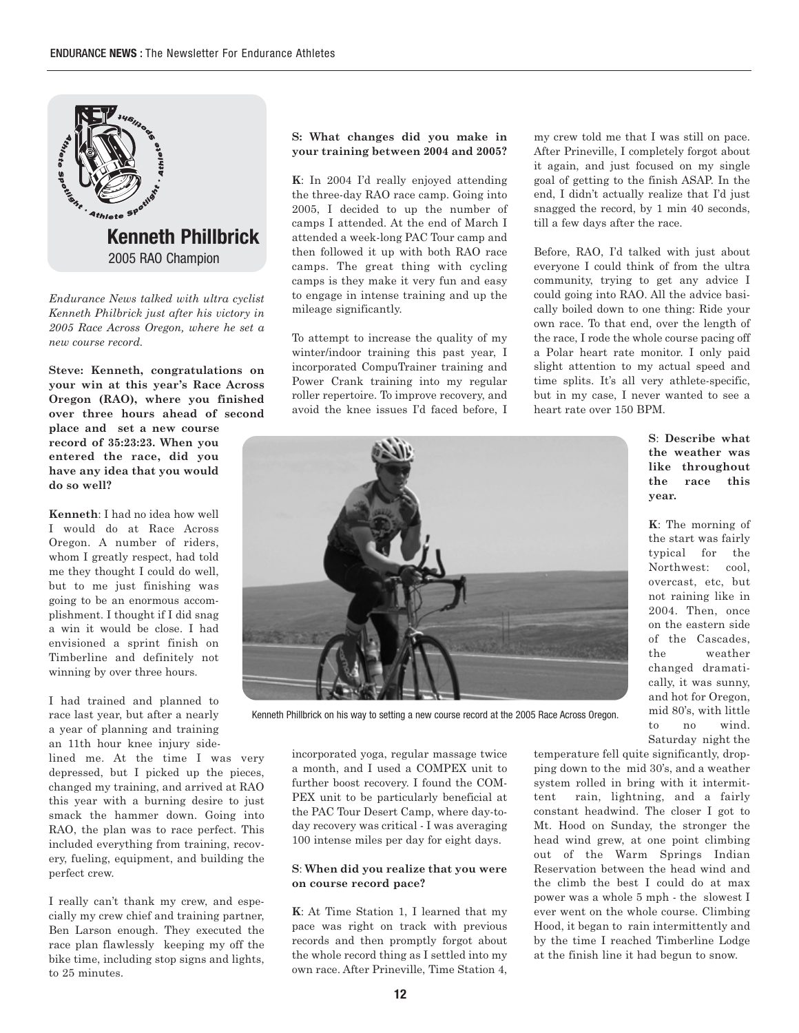## Kenneth Phillbrick

2005 RAO Champion

*Endurance News talked with ultra cyclist Kenneth Philbrick just after his victory in 2005 Race Across Oregon, where he set a new course record.*

**Steve: Kenneth, congratulations on your win at this year's Race Across Oregon (RAO), where you finished over three hours ahead of second place and set a new course record of 35:23:23. When you entered the race, did you have any idea that you would do so well?**

**Kenneth**: I had no idea how well I would do at Race Across Oregon. A number of riders, whom I greatly respect, had told me they thought I could do well, but to me just finishing was going to be an enormous accomplishment. I thought if I did snag a win it would be close. I had envisioned a sprint finish on Timberline and definitely not winning by over three hours.

I had trained and planned to race last year, but after a nearly a year of planning and training an 11th hour knee injury sidelined me. At the time I was very depressed, but I picked up the pieces, changed my training, and arrived at RAO this year with a burning desire to just smack the hammer down. Going into RAO, the plan was to race perfect. This included everything from training, recovery, fueling, equipment, and building the perfect crew.

I really can't thank my crew, and especially my crew chief and training partner, Ben Larson enough. They executed the race plan flawlessly keeping my off the bike time, including stop signs and lights, to 25 minutes.

**S: What changes did you make in your training between 2004 and 2005?**

**K**: In 2004 I'd really enjoyed attending the three-day RAO race camp. Going into 2005, I decided to up the number of camps I attended. At the end of March I attended a week-long PAC Tour camp and then followed it up with both RAO race camps. The great thing with cycling camps is they make it very fun and easy to engage in intense training and up the mileage significantly.

To attempt to increase the quality of my winter/indoor training this past year, I incorporated CompuTrainer training and Power Crank training into my regular roller repertoire. To improve recovery, and avoid the knee issues I'd faced before, I incorporated yoga, regular massage twice a month, and I used a COMPEX unit to further boost recovery. I found the COMPEX unit to be particularly beneficial at the PAC Tour Desert Camp, where day-to-day recovery was critical - I was averaging 100 intense miles per day for eight days.

Kenneth Phillbrick on his way to setting a new course record at the 2005 Race Across Oregon.

**S**: **When did you realize that you were on course record pace?**

**K**: At Time Station 1, I learned that my pace was right on track with previous records and then promptly forgot about the whole record thing as I settled into my own race. After Prineville, Time Station 4, my crew told me that I was still on pace. After Prineville, I completely forgot about it again, and just focused on my single goal of getting to the finish ASAP. In the end, I didn't actually realize that I'd just snagged the record, by 1 min 40 seconds, till a few days after the race.

Before, RAO, I'd talked with just about everyone I could think of from the ultra community, trying to get any advice I could going into RAO. All the advice basically boiled down to one thing: Ride your own race. To that end, over the length of the race, I rode the whole course pacing off a Polar heart rate monitor. I only paid slight attention to my actual speed and time splits. It's all very athlete-specific, but in my case, I never wanted to see a heart rate over 150 BPM.

**S**: **Describe what the weather was like throughout the race this year.**

**K**: The morning of the start was fairly typical for the Northwest: cool, overcast, etc, but not raining like in 2004. Then, once on the eastern side of the Cascades, the weather changed dramatically, it was sunny, and hot for Oregon, mid 80's, with little to no wind. Saturday night the temperature fell quite significantly, dropping down to the mid 30's, and a weather system rolled in bring with it intermittent rain, lightning, and a fairly constant headwind. The closer I got to Mt. Hood on Sunday, the stronger the head wind grew, at one point climbing out of the Warm Springs Indian Reservation between the head wind and the climb the best I could do at max power was a whole 5 mph - the slowest I ever went on the whole course. Climbing Hood, it began to rain intermittently and by the time I reached Timberline Lodge at the finish line it had begun to snow.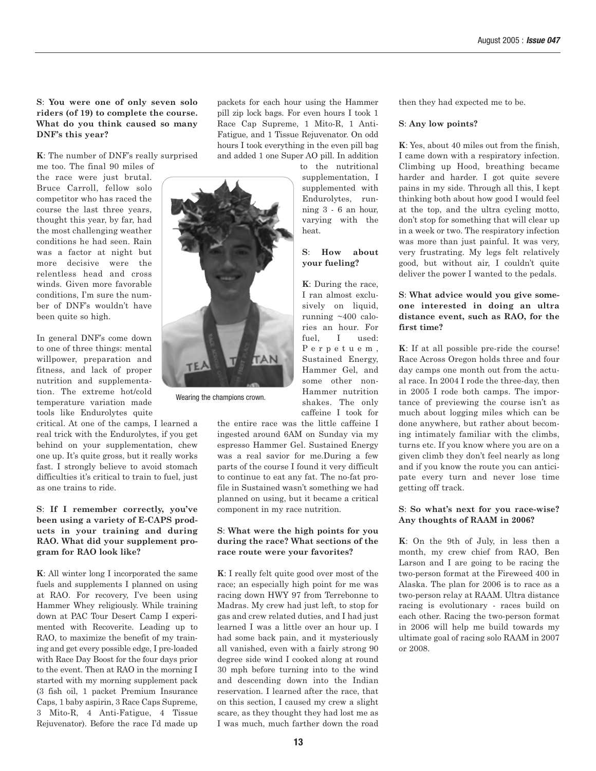**S**: **You were one of only seven solo riders (of 19) to complete the course. What do you think caused so many DNF's this year?**

**K**: The number of DNF's really surprised me too. The final 90 miles of the race were just brutal. Bruce Carroll, fellow solo competitor who has raced the course the last three years, thought this year, by far, had the most challenging weather conditions he had seen. Rain was a factor at night but more decisive were the relentless head and cross winds. Given more favorable conditions, I'm sure the number of DNF's wouldn't have been quite so high.

In general DNF's come down to one of three things: mental willpower, preparation and fitness, and lack of proper nutrition and supplementation. The extreme hot/cold temperature variation made tools like Endurolytes quite critical. At one of the camps, I learned a real trick with the Endurolytes, if you get behind on your supplementation, chew one up. It's quite gross, but it really works fast. I strongly believe to avoid stomach difficulties it's critical to train to fuel, just as one trains to ride.

**S**: **If I remember correctly, you've been using a variety of E-CAPS products in your training and during RAO. What did your supplement program for RAO look like?**

**K**: All winter long I incorporated the same fuels and supplements I planned on using at RAO. For recovery, I've been using Hammer Whey religiously. While training down at PAC Tour Desert Camp I experimented with Recoverite. Leading up to RAO, to maximize the benefit of my training and get every possible edge, I pre-loaded with Race Day Boost for the four days prior to the event. Then at RAO in the morning I started with my morning supplement pack (3 fish oil, 1 packet Premium Insurance Caps, 1 baby aspirin, 3 Race Caps Supreme, 3 Mito-R, 4 Anti-Fatigue, 4 Tissue Rejuvenator). Before the race I'd made up packets for each hour using the Hammer pill zip lock bags. For even hours I took 1 Race Cap Supreme, 1 Mito-R, 1 Anti-Fatigue, and 1 Tissue Rejuvenator. On odd hours I took everything in the even pill bag and added 1 one Super AO pill. In addition to the nutritional supplementation, I supplemented with Endurolytes, running 3 - 6 an hour, varying with the heat.

Wearing the champions crown.

**S**: **How about your fueling?**

**K**: During the race, I ran almost exclusively on liquid, running ~400 calories an hour. For fuel, I used: Perpetuem, Sustained Energy, Hammer Gel, and some other non-Hammer nutrition shakes. The only caffeine I took for the entire race was the little caffeine I ingested around 6AM on Sunday via my espresso Hammer Gel. Sustained Energy was a real savior for me.During a few parts of the course I found it very difficult to continue to eat any fat. The no-fat profile in Sustained wasn't something we had planned on using, but it became a critical component in my race nutrition.

**S**: **What were the high points for you during the race? What sections of the race route were your favorites?**

**K**: I really felt quite good over most of the race; an especially high point for me was racing down HWY 97 from Terrebonne to Madras. My crew had just left, to stop for gas and crew related duties, and I had just learned I was a little over an hour up. I had some back pain, and it mysteriously all vanished, even with a fairly strong 90 degree side wind I cooked along at round 30 mph before turning into to the wind and descending down into the Indian reservation. I learned after the race, that on this section, I caused my crew a slight scare, as they thought they had lost me as I was much, much farther down the road then they had expected me to be.

**S**: **Any low points?**

**K**: Yes, about 40 miles out from the finish, I came down with a respiratory infection. Climbing up Hood, breathing became harder and harder. I got quite severe pains in my side. Through all this, I kept thinking both about how good I would feel at the top, and the ultra cycling motto, don't stop for something that will clear up in a week or two. The respiratory infection was more than just painful. It was very, very frustrating. My legs felt relatively good, but without air, I couldn't quite deliver the power I wanted to the pedals.

**S**: **What advice would you give someone interested in doing an ultra distance event, such as RAO, for the first time?**

**K**: If at all possible pre-ride the course! Race Across Oregon holds three and four day camps one month out from the actual race. In 2004 I rode the three-day, then in 2005 I rode both camps. The importance of previewing the course isn't as much about logging miles which can be done anywhere, but rather about becoming intimately familiar with the climbs, turns etc. If you know where you are on a given climb they don't feel nearly as long and if you know the route you can anticipate every turn and never lose time getting off track.

**S**: **So what's next for you race-wise? Any thoughts of RAAM in 2006?**

**K**: On the 9th of July, in less then a month, my crew chief from RAO, Ben Larson and I are going to be racing the two-person format at the Fireweed 400 in Alaska. The plan for 2006 is to race as a two-person relay at RAAM. Ultra distance racing is evolutionary - races build on each other. Racing the two-person format in 2006 will help me build towards my ultimate goal of racing solo RAAM in 2007 or 2008.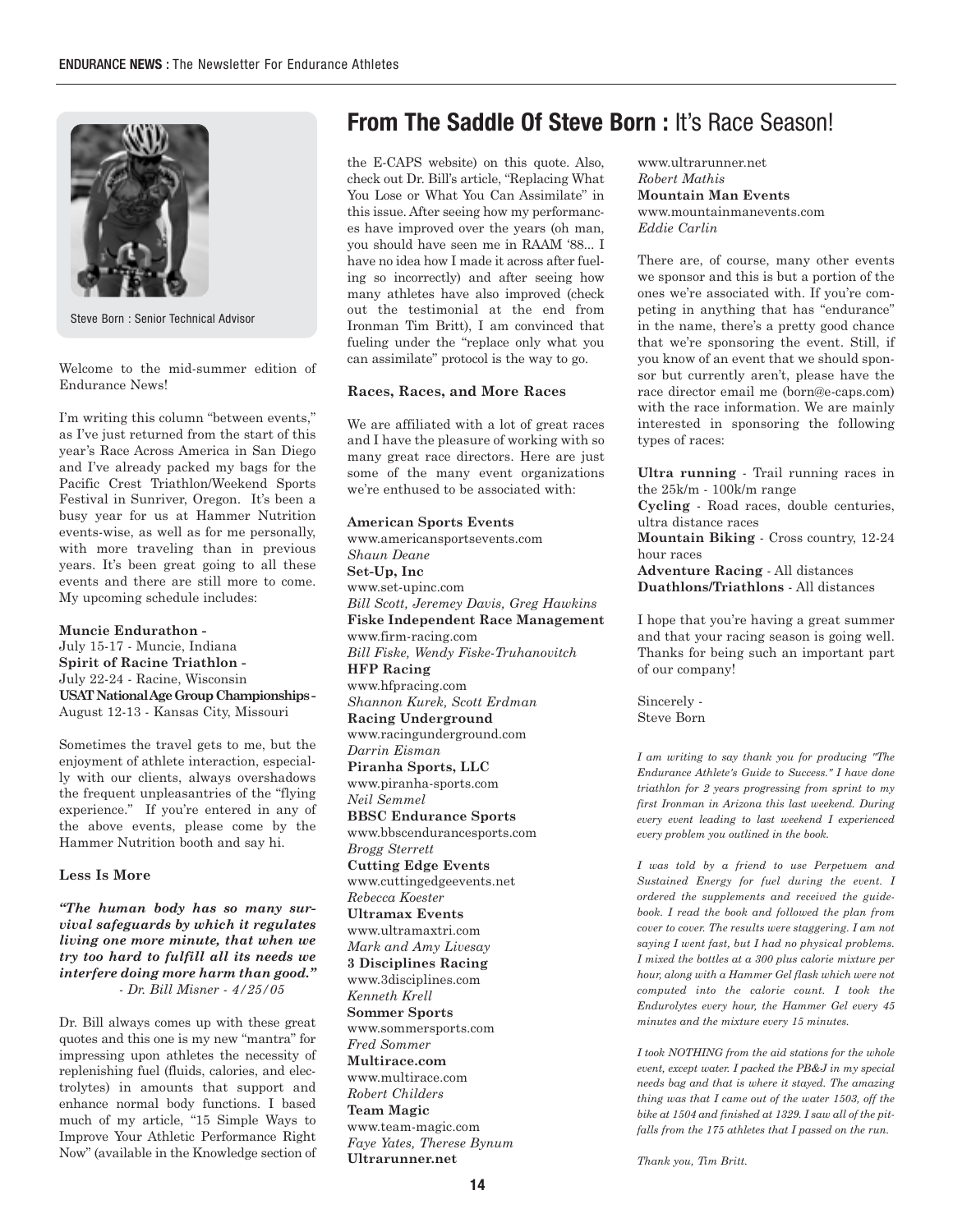## From The Saddle Of Steve Born : It's Race Season!

Steve Born : Senior Technical Advisor

Welcome to the mid-summer edition of Endurance News!

I'm writing this column "between events," as I've just returned from the start of this year's Race Across America in San Diego and I've already packed my bags for the Pacific Crest Triathlon/Weekend Sports Festival in Sunriver, Oregon. It's been a busy year for us at Hammer Nutrition events-wise, as well as for me personally, with more traveling than in previous years. It's been great going to all these events and there are still more to come. My upcoming schedule includes:

**Muncie Endurathon -**
July 15-17 - Muncie, Indiana
**Spirit of Racine Triathlon -**
July 22-24 - Racine, Wisconsin
**USAT National Age Group Championships -**
August 12-13 - Kansas City, Missouri

Sometimes the travel gets to me, but the enjoyment of athlete interaction, especially with our clients, always overshadows the frequent unpleasantries of the "flying experience." If you're entered in any of the above events, please come by the Hammer Nutrition booth and say hi.

**Less Is More**

***"The human body has so many survival safeguards by which it regulates living one more minute, that when we try too hard to fulfill all its needs we interfere doing more harm than good."***
*- Dr. Bill Misner - 4/25/05*

Dr. Bill always comes up with these great quotes and this one is my new "mantra" for impressing upon athletes the necessity of replenishing fuel (fluids, calories, and electrolytes) in amounts that support and enhance normal body functions. I based much of my article, "15 Simple Ways to Improve Your Athletic Performance Right Now" (available in the Knowledge section of the E-CAPS website) on this quote. Also, check out Dr. Bill's article, "Replacing What You Lose or What You Can Assimilate" in this issue. After seeing how my performances have improved over the years (oh man, you should have seen me in RAAM '88... I have no idea how I made it across after fueling so incorrectly) and after seeing how many athletes have also improved (check out the testimonial at the end from Ironman Tim Britt), I am convinced that fueling under the "replace only what you can assimilate" protocol is the way to go.

**Races, Races, and More Races**

We are affiliated with a lot of great races and I have the pleasure of working with so many great race directors. Here are just some of the many event organizations we're enthused to be associated with:

**American Sports Events**
www.americansportsevents.com
*Shaun Deane*
**Set-Up, Inc**
www.set-upinc.com
*Bill Scott, Jeremey Davis, Greg Hawkins*
**Fiske Independent Race Management**
www.firm-racing.com
*Bill Fiske, Wendy Fiske-Truhanovitch*
**HFP Racing**
www.hfpracing.com
*Shannon Kurek, Scott Erdman*
**Racing Underground**
www.racingunderground.com
*Darrin Eisman*
**Piranha Sports, LLC**
www.piranha-sports.com
*Neil Semmel*
**BBSC Endurance Sports**
www.bbscendurancesports.com
*Brogg Sterrett*
**Cutting Edge Events**
www.cuttingedgeevents.net
*Rebecca Koester*
**Ultramax Events**
www.ultramaxtri.com
*Mark and Amy Livesay*
**3 Disciplines Racing**
www.3disciplines.com
*Kenneth Krell*
**Sommer Sports**
www.sommersports.com
*Fred Sommer*
**Multirace.com**
www.multirace.com
*Robert Childers*
**Team Magic**
www.team-magic.com
*Faye Yates, Therese Bynum*
**Ultrarunner.net**
www.ultrarunner.net
*Robert Mathis*
**Mountain Man Events**
www.mountainmanevents.com
*Eddie Carlin*

There are, of course, many other events we sponsor and this is but a portion of the ones we're associated with. If you're competing in anything that has "endurance" in the name, there's a pretty good chance that we're sponsoring the event. Still, if you know of an event that we should sponsor but currently aren't, please have the race director email me (born@e-caps.com) with the race information. We are mainly interested in sponsoring the following types of races:

**Ultra running** - Trail running races in the 25k/m - 100k/m range
**Cycling** - Road races, double centuries, ultra distance races
**Mountain Biking** - Cross country, 12-24 hour races
**Adventure Racing** - All distances
**Duathlons/Triathlons** - All distances

I hope that you're having a great summer and that your racing season is going well. Thanks for being such an important part of our company!

Sincerely -
Steve Born

*I am writing to say thank you for producing "The Endurance Athlete's Guide to Success." I have done triathlon for 2 years progressing from sprint to my first Ironman in Arizona this last weekend. During every event leading to last weekend I experienced every problem you outlined in the book.*

*I was told by a friend to use Perpetuem and Sustained Energy for fuel during the event. I ordered the supplements and received the guidebook. I read the book and followed the plan from cover to cover. The results were staggering. I am not saying I went fast, but I had no physical problems. I mixed the bottles at a 300 plus calorie mixture per hour, along with a Hammer Gel flask which were not computed into the calorie count. I took the Endurolytes every hour, the Hammer Gel every 45 minutes and the mixture every 15 minutes.*

*I took NOTHING from the aid stations for the whole event, except water. I packed the PB&J in my special needs bag and that is where it stayed. The amazing thing was that I came out of the water 1503, off the bike at 1504 and finished at 1329. I saw all of the pitfalls from the 175 athletes that I passed on the run.*

*Thank you, Tim Britt.*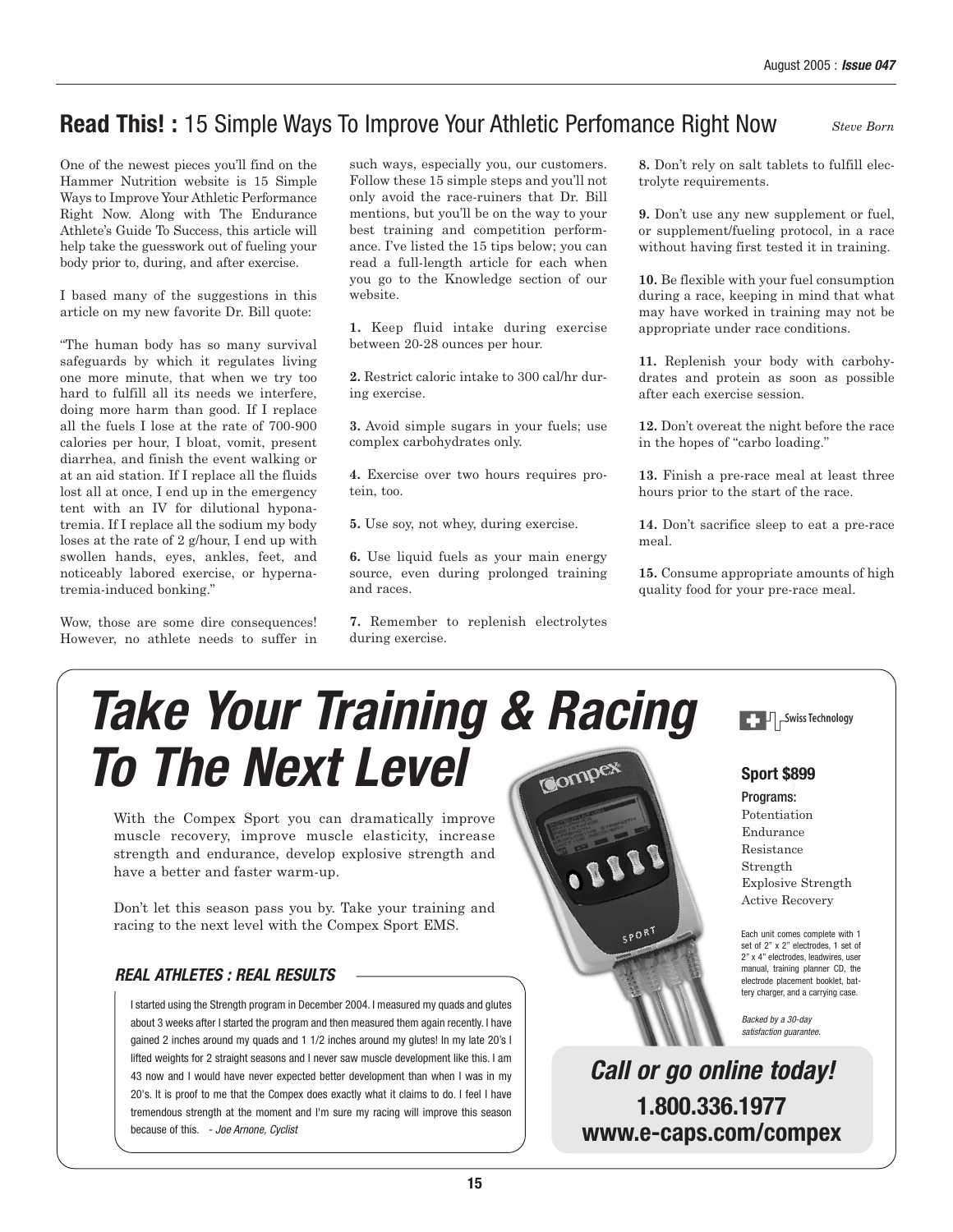## Read This! : 15 Simple Ways To Improve Your Athletic Perfomance Right Now

*Steve Born*

One of the newest pieces you'll find on the Hammer Nutrition website is 15 Simple Ways to Improve Your Athletic Performance Right Now. Along with The Endurance Athlete's Guide To Success, this article will help take the guesswork out of fueling your body prior to, during, and after exercise.

I based many of the suggestions in this article on my new favorite Dr. Bill quote:

"The human body has so many survival safeguards by which it regulates living one more minute, that when we try too hard to fulfill all its needs we interfere, doing more harm than good. If I replace all the fuels I lose at the rate of 700-900 calories per hour, I bloat, vomit, present diarrhea, and finish the event walking or at an aid station. If I replace all the fluids lost all at once, I end up in the emergency tent with an IV for dilutional hyponatremia. If I replace all the sodium my body loses at the rate of 2 g/hour, I end up with swollen hands, eyes, ankles, feet, and noticeably labored exercise, or hypernatremia-induced bonking."

Wow, those are some dire consequences! However, no athlete needs to suffer in such ways, especially you, our customers. Follow these 15 simple steps and you'll not only avoid the race-ruiners that Dr. Bill mentions, but you'll be on the way to your best training and competition performance. I've listed the 15 tips below; you can read a full-length article for each when you go to the Knowledge section of our website.

**1.** Keep fluid intake during exercise between 20-28 ounces per hour.

**2.** Restrict caloric intake to 300 cal/hr during exercise.

**3.** Avoid simple sugars in your fuels; use complex carbohydrates only.

**4.** Exercise over two hours requires protein, too.

**5.** Use soy, not whey, during exercise.

**6.** Use liquid fuels as your main energy source, even during prolonged training and races.

**7.** Remember to replenish electrolytes during exercise.

**8.** Don't rely on salt tablets to fulfill electrolyte requirements.

**9.** Don't use any new supplement or fuel, or supplement/fueling protocol, in a race without having first tested it in training.

**10.** Be flexible with your fuel consumption during a race, keeping in mind that what may have worked in training may not be appropriate under race conditions.

**11.** Replenish your body with carbohydrates and protein as soon as possible after each exercise session.

**12.** Don't overeat the night before the race in the hopes of "carbo loading."

**13.** Finish a pre-race meal at least three hours prior to the start of the race.

**14.** Don't sacrifice sleep to eat a pre-race meal.

**15.** Consume appropriate amounts of high quality food for your pre-race meal.

# *Take Your Training & Racing To The Next Level*

With the Compex Sport you can dramatically improve muscle recovery, improve muscle elasticity, increase strength and endurance, develop explosive strength and have a better and faster warm-up.

Don't let this season pass you by. Take your training and racing to the next level with the Compex Sport EMS.

### *REAL ATHLETES : REAL RESULTS*

I started using the Strength program in December 2004. I measured my quads and glutes about 3 weeks after I started the program and then measured them again recently. I have gained 2 inches around my quads and 1 1/2 inches around my glutes! In my late 20's I lifted weights for 2 straight seasons and I never saw muscle development like this. I am 43 now and I would have never expected better development than when I was in my 20's. It is proof to me that the Compex does exactly what it claims to do. I feel I have tremendous strength at the moment and I'm sure my racing will improve this season because of this. - *Joe Arnone, Cyclist*

Swiss Technology

**Sport $899**

**Programs:**

Potentiation
Endurance
Resistance
Strength
Explosive Strength
Active Recovery

Each unit comes complete with 1 set of 2" x 2" electrodes, 1 set of 2" x 4" electrodes, leadwires, user manual, training planner CD, the electrode placement booklet, battery charger, and a carrying case.

*Backed by a 30-day satisfaction guarantee.*

***Call or go online today!***

**1.800.336.1977**
**www.e-caps.com/compex**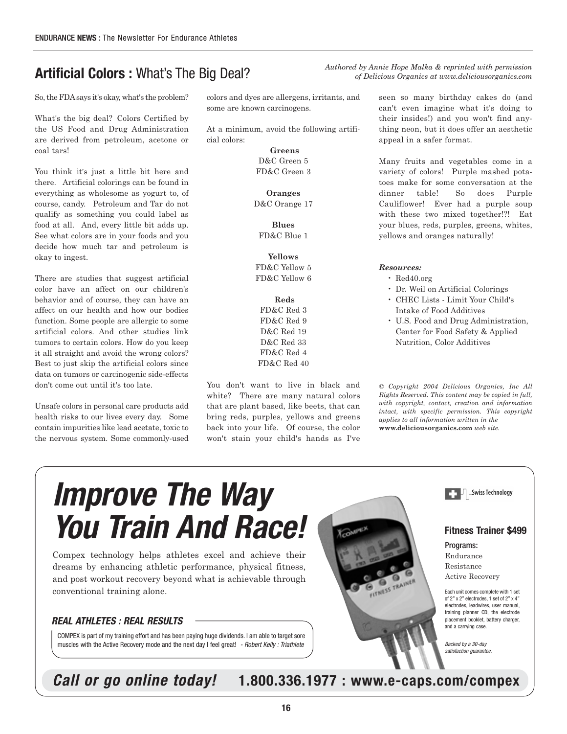## Artificial Colors : What's The Big Deal?

*Authored by Annie Hope Malka & reprinted with permission of Delicious Organics at www.deliciousorganics.com*

So, the FDA says it's okay, what's the problem?

What's the big deal? Colors Certified by the US Food and Drug Administration are derived from petroleum, acetone or coal tars!

You think it's just a little bit here and there. Artificial colorings can be found in everything as wholesome as yogurt to, of course, candy. Petroleum and Tar do not qualify as something you could label as food at all. And, every little bit adds up. See what colors are in your foods and you decide how much tar and petroleum is okay to ingest.

There are studies that suggest artificial color have an affect on our children's behavior and of course, they can have an affect on our health and how our bodies function. Some people are allergic to some artificial colors. And other studies link tumors to certain colors. How do you keep it all straight and avoid the wrong colors? Best to just skip the artificial colors since data on tumors or carcinogenic side-effects don't come out until it's too late.

Unsafe colors in personal care products add health risks to our lives every day. Some contain impurities like lead acetate, toxic to the nervous system. Some commonly-used colors and dyes are allergens, irritants, and some are known carcinogens.

At a minimum, avoid the following artificial colors:

**Greens**
D&C Green 5
FD&C Green 3

**Oranges**
D&C Orange 17

**Blues**
FD&C Blue 1

**Yellows**
FD&C Yellow 5
FD&C Yellow 6

**Reds**
FD&C Red 3
FD&C Red 9
D&C Red 19
D&C Red 33
FD&C Red 4
FD&C Red 40

You don't want to live in black and white? There are many natural colors that are plant based, like beets, that can bring reds, purples, yellows and greens back into your life. Of course, the color won't stain your child's hands as I've seen so many birthday cakes do (and can't even imagine what it's doing to their insides!) and you won't find anything neon, but it does offer an aesthetic appeal in a safer format.

Many fruits and vegetables come in a variety of colors! Purple mashed potatoes make for some conversation at the dinner table! So does Purple Cauliflower! Ever had a purple soup with these two mixed together!?! Eat your blues, reds, purples, greens, whites, yellows and oranges naturally!

***Resources:***

- Red40.org
- Dr. Weil on Artificial Colorings
- CHEC Lists - Limit Your Child's Intake of Food Additives
- U.S. Food and Drug Administration, Center for Food Safety & Applied Nutrition, Color Additives

*© Copyright 2004 Delicious Organics, Inc All Rights Reserved. This content may be copied in full, with copyright, contact, creation and information intact, with specific permission. This copyright applies to all information written in the* **www.deliciousorganics.com** *web site.*

---

# *Improve The Way You Train And Race!*

Compex technology helps athletes excel and achieve their dreams by enhancing athletic performance, physical fitness, and post workout recovery beyond what is achievable through conventional training alone.

***REAL ATHLETES : REAL RESULTS***

COMPEX is part of my training effort and has been paying huge dividends. I am able to target sore muscles with the Active Recovery mode and the next day I feel great! - *Robert Kelly : Triathlete*

Swiss Technology

**Fitness Trainer $499**

**Programs:**
Endurance
Resistance
Active Recovery

Each unit comes complete with 1 set of 2" x 2" electrodes, 1 set of 2" x 4" electrodes, leadwires, user manual, training planner CD, the electrode placement booklet, battery charger, and a carrying case.

*Backed by a 30-day satisfaction guarantee.*

***Call or go online today!*** **1.800.336.1977 : www.e-caps.com/compex**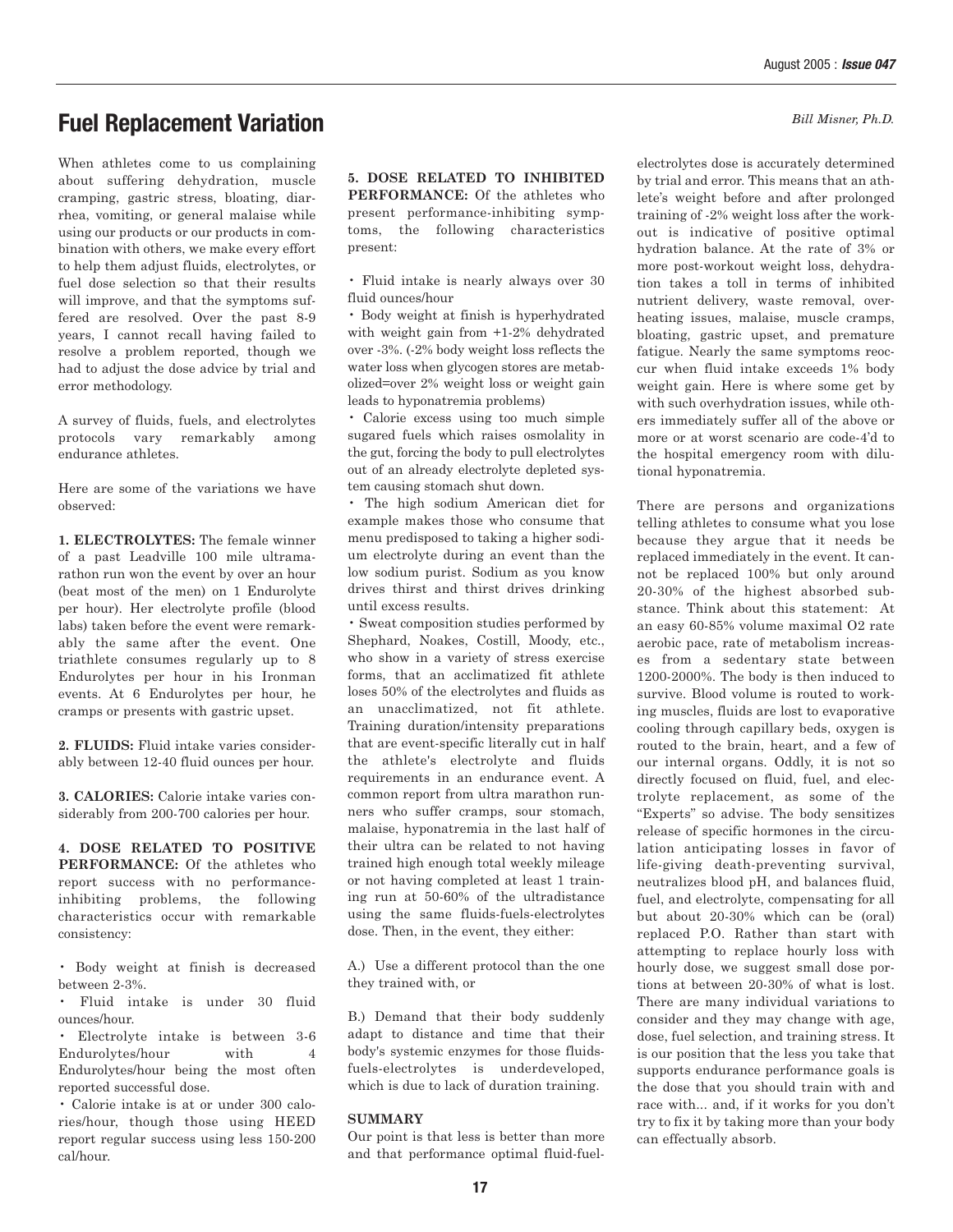# Fuel Replacement Variation

*Bill Misner, Ph.D.*

When athletes come to us complaining about suffering dehydration, muscle cramping, gastric stress, bloating, diarrhea, vomiting, or general malaise while using our products or our products in combination with others, we make every effort to help them adjust fluids, electrolytes, or fuel dose selection so that their results will improve, and that the symptoms suffered are resolved. Over the past 8-9 years, I cannot recall having failed to resolve a problem reported, though we had to adjust the dose advice by trial and error methodology.

A survey of fluids, fuels, and electrolytes protocols vary remarkably among endurance athletes.

Here are some of the variations we have observed:

**1. ELECTROLYTES:** The female winner of a past Leadville 100 mile ultramarathon run won the event by over an hour (beat most of the men) on 1 Endurolyte per hour). Her electrolyte profile (blood labs) taken before the event were remarkably the same after the event. One triathlete consumes regularly up to 8 Endurolytes per hour in his Ironman events. At 6 Endurolytes per hour, he cramps or presents with gastric upset.

**2. FLUIDS:** Fluid intake varies considerably between 12-40 fluid ounces per hour.

**3. CALORIES:** Calorie intake varies considerably from 200-700 calories per hour.

**4. DOSE RELATED TO POSITIVE PERFORMANCE:** Of the athletes who report success with no performance-inhibiting problems, the following characteristics occur with remarkable consistency:

- Body weight at finish is decreased between 2-3%.
- Fluid intake is under 30 fluid ounces/hour.
- Electrolyte intake is between 3-6 Endurolytes/hour with 4 Endurolytes/hour being the most often reported successful dose.
- Calorie intake is at or under 300 calories/hour, though those using HEED report regular success using less 150-200 cal/hour.

**5. DOSE RELATED TO INHIBITED PERFORMANCE:** Of the athletes who present performance-inhibiting symptoms, the following characteristics present:

- Fluid intake is nearly always over 30 fluid ounces/hour
- Body weight at finish is hyperhydrated with weight gain from +1-2% dehydrated over -3%. (-2% body weight loss reflects the water loss when glycogen stores are metabolized=over 2% weight loss or weight gain leads to hyponatremia problems)
- Calorie excess using too much simple sugared fuels which raises osmolality in the gut, forcing the body to pull electrolytes out of an already electrolyte depleted system causing stomach shut down.
- The high sodium American diet for example makes those who consume that menu predisposed to taking a higher sodium electrolyte during an event than the low sodium purist. Sodium as you know drives thirst and thirst drives drinking until excess results.
- Sweat composition studies performed by Shephard, Noakes, Costill, Moody, etc., who show in a variety of stress exercise forms, that an acclimatized fit athlete loses 50% of the electrolytes and fluids as an unacclimatized, not fit athlete. Training duration/intensity preparations that are event-specific literally cut in half the athlete's electrolyte and fluids requirements in an endurance event. A common report from ultra marathon runners who suffer cramps, sour stomach, malaise, hyponatremia in the last half of their ultra can be related to not having trained high enough total weekly mileage or not having completed at least 1 training run at 50-60% of the ultradistance using the same fluids-fuels-electrolytes dose. Then, in the event, they either:

A.) Use a different protocol than the one they trained with, or

B.) Demand that their body suddenly adapt to distance and time that their body's systemic enzymes for those fluids-fuels-electrolytes is underdeveloped, which is due to lack of duration training.

## SUMMARY

Our point is that less is better than more and that performance optimal fluid-fuel-electrolytes dose is accurately determined by trial and error. This means that an athlete's weight before and after prolonged training of -2% weight loss after the workout is indicative of positive optimal hydration balance. At the rate of 3% or more post-workout weight loss, dehydration takes a toll in terms of inhibited nutrient delivery, waste removal, overheating issues, malaise, muscle cramps, bloating, gastric upset, and premature fatigue. Nearly the same symptoms reoccur when fluid intake exceeds 1% body weight gain. Here is where some get by with such overhydration issues, while others immediately suffer all of the above or more or at worst scenario are code-4'd to the hospital emergency room with dilutional hyponatremia.

There are persons and organizations telling athletes to consume what you lose because they argue that it needs be replaced immediately in the event. It cannot be replaced 100% but only around 20-30% of the highest absorbed substance. Think about this statement: At an easy 60-85% volume maximal O2 rate aerobic pace, rate of metabolism increases from a sedentary state between 1200-2000%. The body is then induced to survive. Blood volume is routed to working muscles, fluids are lost to evaporative cooling through capillary beds, oxygen is routed to the brain, heart, and a few of our internal organs. Oddly, it is not so directly focused on fluid, fuel, and electrolyte replacement, as some of the "Experts" so advise. The body sensitizes release of specific hormones in the circulation anticipating losses in favor of life-giving death-preventing survival, neutralizes blood pH, and balances fluid, fuel, and electrolyte, compensating for all but about 20-30% which can be (oral) replaced P.O. Rather than start with attempting to replace hourly loss with hourly dose, we suggest small dose portions at between 20-30% of what is lost. There are many individual variations to consider and they may change with age, dose, fuel selection, and training stress. It is our position that the less you take that supports endurance performance goals is the dose that you should train with and race with... and, if it works for you don't try to fix it by taking more than your body can effectually absorb.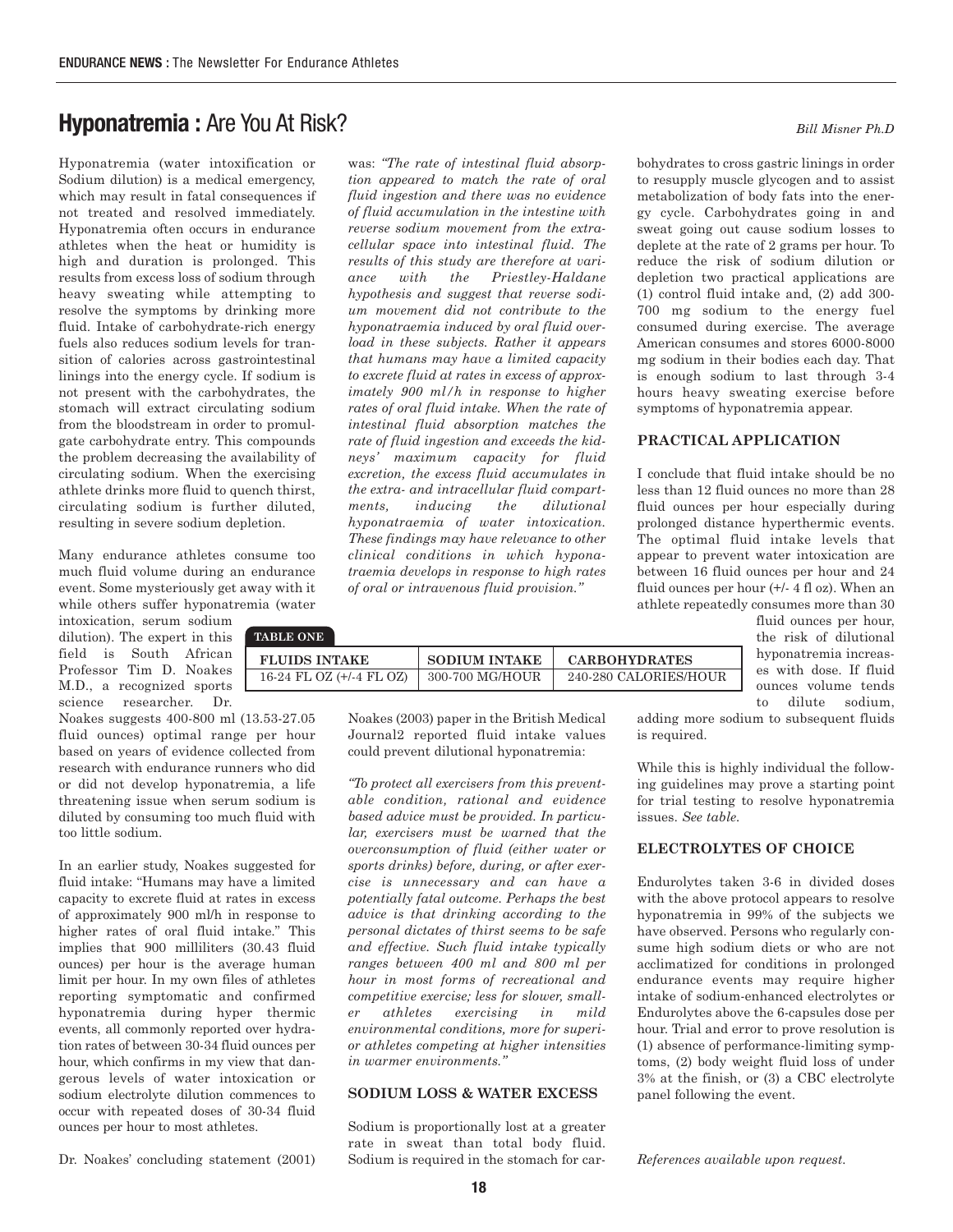# **Hyponatremia :** Are You At Risk?

*Bill Misner Ph.D*

Hyponatremia (water intoxification or Sodium dilution) is a medical emergency, which may result in fatal consequences if not treated and resolved immediately. Hyponatremia often occurs in endurance athletes when the heat or humidity is high and duration is prolonged. This results from excess loss of sodium through heavy sweating while attempting to resolve the symptoms by drinking more fluid. Intake of carbohydrate-rich energy fuels also reduces sodium levels for transition of calories across gastrointestinal linings into the energy cycle. If sodium is not present with the carbohydrates, the stomach will extract circulating sodium from the bloodstream in order to promulgate carbohydrate entry. This compounds the problem decreasing the availability of circulating sodium. When the exercising athlete drinks more fluid to quench thirst, circulating sodium is further diluted, resulting in severe sodium depletion.

Many endurance athletes consume too much fluid volume during an endurance event. Some mysteriously get away with it while others suffer hyponatremia (water intoxication, serum sodium dilution). The expert in this field is South African Professor Tim D. Noakes M.D., a recognized sports science researcher. Dr. Noakes suggests 400-800 ml (13.53-27.05 fluid ounces) optimal range per hour based on years of evidence collected from research with endurance runners who did or did not develop hyponatremia, a life threatening issue when serum sodium is diluted by consuming too much fluid with too little sodium.

In an earlier study, Noakes suggested for fluid intake: "Humans may have a limited capacity to excrete fluid at rates in excess of approximately 900 ml/h in response to higher rates of oral fluid intake." This implies that 900 milliliters (30.43 fluid ounces) per hour is the average human limit per hour. In my own files of athletes reporting symptomatic and confirmed hyponatremia during hyper thermic events, all commonly reported over hydration rates of between 30-34 fluid ounces per hour, which confirms in my view that dangerous levels of water intoxication or sodium electrolyte dilution commences to occur with repeated doses of 30-34 fluid ounces per hour to most athletes.

Dr. Noakes' concluding statement (2001) was: *"The rate of intestinal fluid absorption appeared to match the rate of oral fluid ingestion and there was no evidence of fluid accumulation in the intestine with reverse sodium movement from the extracellular space into intestinal fluid. The results of this study are therefore at variance with the Priestley-Haldane hypothesis and suggest that reverse sodium movement did not contribute to the hyponatraemia induced by oral fluid overload in these subjects. Rather it appears that humans may have a limited capacity to excrete fluid at rates in excess of approximately 900 ml/h in response to higher rates of oral fluid intake. When the rate of intestinal fluid absorption matches the rate of fluid ingestion and exceeds the kidneys' maximum capacity for fluid excretion, the excess fluid accumulates in the extra- and intracellular fluid compartments, inducing the dilutional hyponatraemia of water intoxication. These findings may have relevance to other clinical conditions in which hyponatraemia develops in response to high rates of oral or intravenous fluid provision."*

**TABLE ONE**

| FLUIDS INTAKE | SODIUM INTAKE | CARBOHYDRATES |
|---|---|---|
| 16-24 FL OZ (+/-4 FL OZ) | 300-700 MG/HOUR | 240-280 CALORIES/HOUR |

Noakes (2003) paper in the British Medical Journal2 reported fluid intake values could prevent dilutional hyponatremia:

*"To protect all exercisers from this preventable condition, rational and evidence based advice must be provided. In particular, exercisers must be warned that the overconsumption of fluid (either water or sports drinks) before, during, or after exercise is unnecessary and can have a potentially fatal outcome. Perhaps the best advice is that drinking according to the personal dictates of thirst seems to be safe and effective. Such fluid intake typically ranges between 400 ml and 800 ml per hour in most forms of recreational and competitive exercise; less for slower, smaller athletes exercising in mild environmental conditions, more for superior athletes competing at higher intensities in warmer environments."*

### SODIUM LOSS & WATER EXCESS

Sodium is proportionally lost at a greater rate in sweat than total body fluid. Sodium is required in the stomach for carbohydrates to cross gastric linings in order to resupply muscle glycogen and to assist metabolization of body fats into the energy cycle. Carbohydrates going in and sweat going out cause sodium losses to deplete at the rate of 2 grams per hour. To reduce the risk of sodium dilution or depletion two practical applications are (1) control fluid intake and, (2) add 300-700 mg sodium to the energy fuel consumed during exercise. The average American consumes and stores 6000-8000 mg sodium in their bodies each day. That is enough sodium to last through 3-4 hours heavy sweating exercise before symptoms of hyponatremia appear.

### PRACTICAL APPLICATION

I conclude that fluid intake should be no less than 12 fluid ounces no more than 28 fluid ounces per hour especially during prolonged distance hyperthermic events. The optimal fluid intake levels that appear to prevent water intoxication are between 16 fluid ounces per hour and 24 fluid ounces per hour (+/- 4 fl oz). When an athlete repeatedly consumes more than 30 fluid ounces per hour, the risk of dilutional hyponatremia increases with dose. If fluid ounces volume tends to dilute sodium, adding more sodium to subsequent fluids is required.

While this is highly individual the following guidelines may prove a starting point for trial testing to resolve hyponatremia issues. *See table.*

### ELECTROLYTES OF CHOICE

Endurolytes taken 3-6 in divided doses with the above protocol appears to resolve hyponatremia in 99% of the subjects we have observed. Persons who regularly consume high sodium diets or who are not acclimatized for conditions in prolonged endurance events may require higher intake of sodium-enhanced electrolytes or Endurolytes above the 6-capsules dose per hour. Trial and error to prove resolution is (1) absence of performance-limiting symptoms, (2) body weight fluid loss of under 3% at the finish, or (3) a CBC electrolyte panel following the event.

*References available upon request.*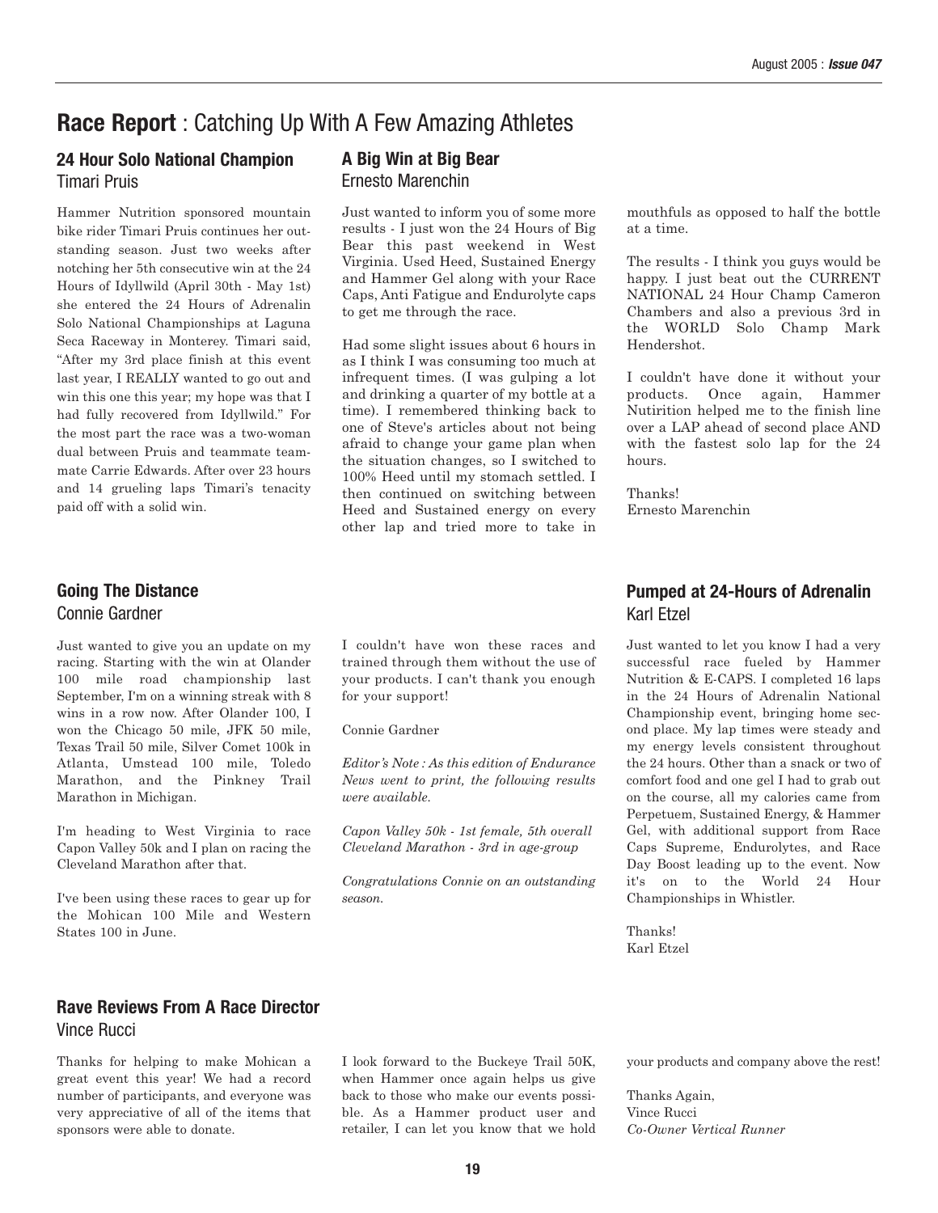# Race Report : Catching Up With A Few Amazing Athletes

## 24 Hour Solo National Champion
### Timari Pruis

Hammer Nutrition sponsored mountain bike rider Timari Pruis continues her outstanding season. Just two weeks after notching her 5th consecutive win at the 24 Hours of Idyllwild (April 30th - May 1st) she entered the 24 Hours of Adrenalin Solo National Championships at Laguna Seca Raceway in Monterey. Timari said, "After my 3rd place finish at this event last year, I REALLY wanted to go out and win this one this year; my hope was that I had fully recovered from Idyllwild." For the most part the race was a two-woman dual between Pruis and teammate teammate Carrie Edwards. After over 23 hours and 14 grueling laps Timari's tenacity paid off with a solid win.

## A Big Win at Big Bear
### Ernesto Marenchin

Just wanted to inform you of some more results - I just won the 24 Hours of Big Bear this past weekend in West Virginia. Used Heed, Sustained Energy and Hammer Gel along with your Race Caps, Anti Fatigue and Endurolyte caps to get me through the race.

Had some slight issues about 6 hours in as I think I was consuming too much at infrequent times. (I was gulping a lot and drinking a quarter of my bottle at a time). I remembered thinking back to one of Steve's articles about not being afraid to change your game plan when the situation changes, so I switched to 100% Heed until my stomach settled. I then continued on switching between Heed and Sustained energy on every other lap and tried more to take in mouthfuls as opposed to half the bottle at a time.

The results - I think you guys would be happy. I just beat out the CURRENT NATIONAL 24 Hour Champ Cameron Chambers and also a previous 3rd in the WORLD Solo Champ Mark Hendershot.

I couldn't have done it without your products. Once again, Hammer Nutirition helped me to the finish line over a LAP ahead of second place AND with the fastest solo lap for the 24 hours.

Thanks!
Ernesto Marenchin

## Going The Distance
### Connie Gardner

Just wanted to give you an update on my racing. Starting with the win at Olander 100 mile road championship last September, I'm on a winning streak with 8 wins in a row now. After Olander 100, I won the Chicago 50 mile, JFK 50 mile, Texas Trail 50 mile, Silver Comet 100k in Atlanta, Umstead 100 mile, Toledo Marathon, and the Pinkney Trail Marathon in Michigan.

I'm heading to West Virginia to race Capon Valley 50k and I plan on racing the Cleveland Marathon after that.

I've been using these races to gear up for the Mohican 100 Mile and Western States 100 in June.

I couldn't have won these races and trained through them without the use of your products. I can't thank you enough for your support!

Connie Gardner

*Editor's Note : As this edition of Endurance News went to print, the following results were available.*

*Capon Valley 50k - 1st female, 5th overall*
*Cleveland Marathon - 3rd in age-group*

*Congratulations Connie on an outstanding season.*

## Pumped at 24-Hours of Adrenalin
### Karl Etzel

Just wanted to let you know I had a very successful race fueled by Hammer Nutrition & E-CAPS. I completed 16 laps in the 24 Hours of Adrenalin National Championship event, bringing home second place. My lap times were steady and my energy levels consistent throughout the 24 hours. Other than a snack or two of comfort food and one gel I had to grab out on the course, all my calories came from Perpetuem, Sustained Energy, & Hammer Gel, with additional support from Race Caps Supreme, Endurolytes, and Race Day Boost leading up to the event. Now it's on to the World 24 Hour Championships in Whistler.

Thanks!
Karl Etzel

## Rave Reviews From A Race Director
### Vince Rucci

Thanks for helping to make Mohican a great event this year! We had a record number of participants, and everyone was very appreciative of all of the items that sponsors were able to donate.

I look forward to the Buckeye Trail 50K, when Hammer once again helps us give back to those who make our events possible. As a Hammer product user and retailer, I can let you know that we hold your products and company above the rest!

Thanks Again,
Vince Rucci
*Co-Owner Vertical Runner*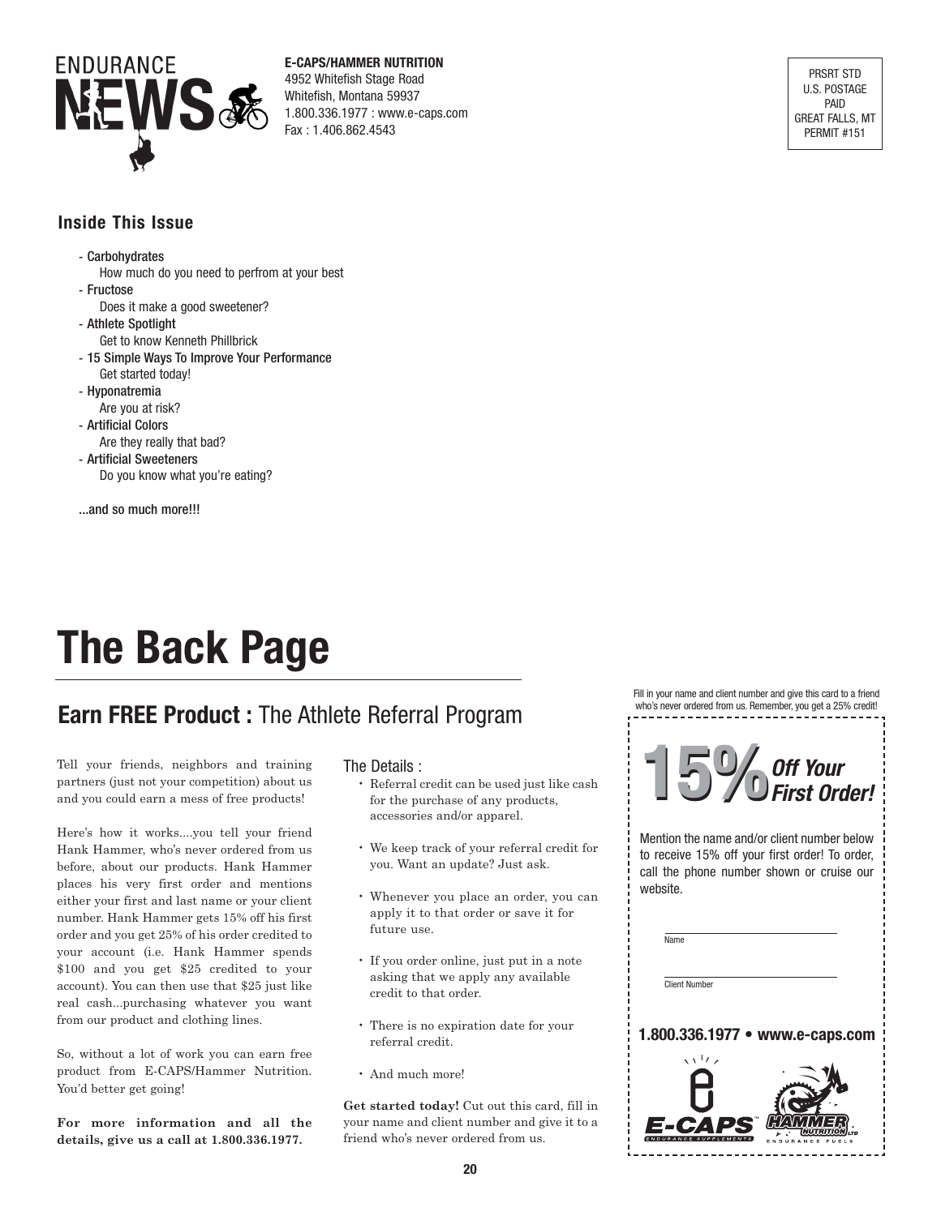ENDURANCE NEWS

**E-CAPS/HAMMER NUTRITION**
4952 Whitefish Stage Road
Whitefish, Montana 59937
1.800.336.1977 : www.e-caps.com
Fax : 1.406.862.4543

PRSRT STD
U.S. POSTAGE
PAID
GREAT FALLS, MT
PERMIT #151

### Inside This Issue

- Carbohydrates
  How much do you need to perfrom at your best
- Fructose
  Does it make a good sweetener?
- Athlete Spotlight
  Get to know Kenneth Phillbrick
- 15 Simple Ways To Improve Your Performance
  Get started today!
- Hyponatremia
  Are you at risk?
- Artificial Colors
  Are they really that bad?
- Artificial Sweeteners
  Do you know what you're eating?

...and so much more!!!

# The Back Page

## Earn FREE Product : The Athlete Referral Program

Tell your friends, neighbors and training partners (just not your competition) about us and you could earn a mess of free products!

Here's how it works....you tell your friend Hank Hammer, who's never ordered from us before, about our products. Hank Hammer places his very first order and mentions either your first and last name or your client number. Hank Hammer gets 15% off his first order and you get 25% of his order credited to your account (i.e. Hank Hammer spends \$100 and you get \$25 credited to your account). You can then use that \$25 just like real cash...purchasing whatever you want from our product and clothing lines.

So, without a lot of work you can earn free product from E-CAPS/Hammer Nutrition. You'd better get going!

**For more information and all the details, give us a call at 1.800.336.1977.**

The Details :

- Referral credit can be used just like cash for the purchase of any products, accessories and/or apparel.
- We keep track of your referral credit for you. Want an update? Just ask.
- Whenever you place an order, you can apply it to that order or save it for future use.
- If you order online, just put in a note asking that we apply any available credit to that order.
- There is no expiration date for your referral credit.
- And much more!

**Get started today!** Cut out this card, fill in your name and client number and give it to a friend who's never ordered from us.

Fill in your name and client number and give this card to a friend who's never ordered from us. Remember, you get a 25% credit!

**15%** ***Off Your First Order!***

Mention the name and/or client number below to receive 15% off your first order! To order, call the phone number shown or cruise our website.

Name

Client Number

**1.800.336.1977 • www.e-caps.com**

E-CAPS ENDURANCE SUPPLEMENTS
HAMMER NUTRITION LTD ENDURANCE FUELS